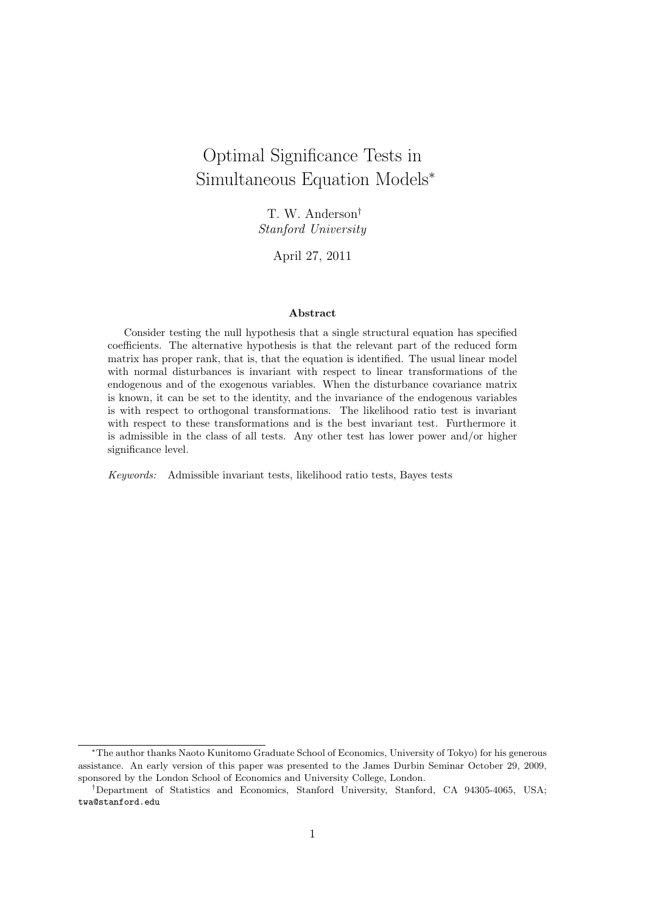# Optimal Significance Tests in Simultaneous Equation Models*

T. W. Anderson†
*Stanford University*

April 27, 2011

## Abstract

Consider testing the null hypothesis that a single structural equation has specified coefficients. The alternative hypothesis is that the relevant part of the reduced form matrix has proper rank, that is, that the equation is identified. The usual linear model with normal disturbances is invariant with respect to linear transformations of the endogenous and of the exogenous variables. When the disturbance covariance matrix is known, it can be set to the identity, and the invariance of the endogenous variables is with respect to orthogonal transformations. The likelihood ratio test is invariant with respect to these transformations and is the best invariant test. Furthermore it is admissible in the class of all tests. Any other test has lower power and/or higher significance level.

*Keywords:* Admissible invariant tests, likelihood ratio tests, Bayes tests

---

*The author thanks Naoto Kunitomo Graduate School of Economics, University of Tokyo) for his generous assistance. An early version of this paper was presented to the James Durbin Seminar October 29, 2009, sponsored by the London School of Economics and University College, London.

†Department of Statistics and Economics, Stanford University, Stanford, CA 94305-4065, USA; twa@stanford.edu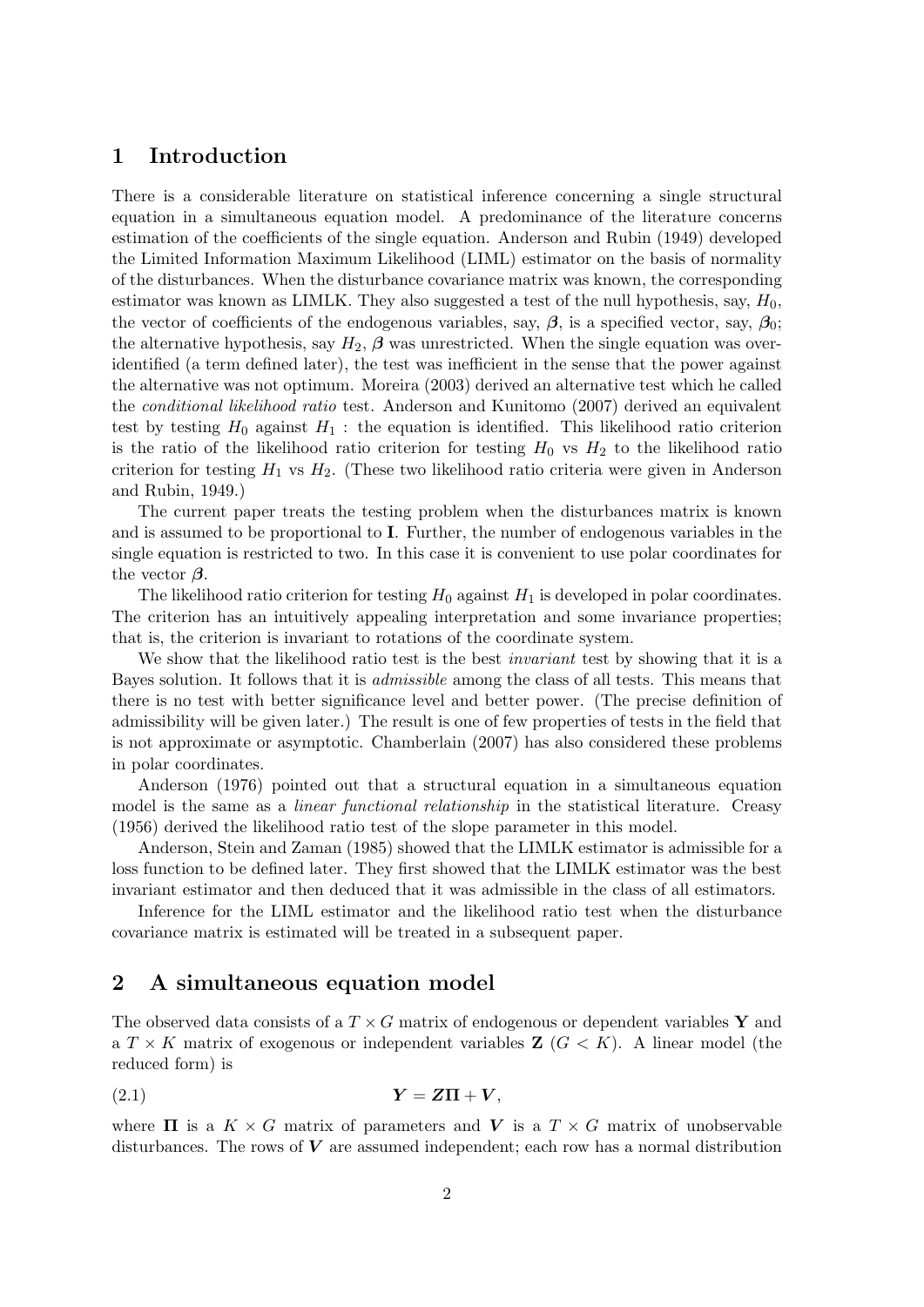## 1 Introduction

There is a considerable literature on statistical inference concerning a single structural equation in a simultaneous equation model. A predominance of the literature concerns estimation of the coefficients of the single equation. Anderson and Rubin (1949) developed the Limited Information Maximum Likelihood (LIML) estimator on the basis of normality of the disturbances. When the disturbance covariance matrix was known, the corresponding estimator was known as LIMLK. They also suggested a test of the null hypothesis, say, $H_0$, the vector of coefficients of the endogenous variables, say, $\boldsymbol{\beta}$, is a specified vector, say, $\boldsymbol{\beta}_0$; the alternative hypothesis, say $H_2$, $\boldsymbol{\beta}$ was unrestricted. When the single equation was over-identified (a term defined later), the test was inefficient in the sense that the power against the alternative was not optimum. Moreira (2003) derived an alternative test which he called the *conditional likelihood ratio* test. Anderson and Kunitomo (2007) derived an equivalent test by testing $H_0$ against $H_1$ : the equation is identified. This likelihood ratio criterion is the ratio of the likelihood ratio criterion for testing $H_0$ vs $H_2$ to the likelihood ratio criterion for testing $H_1$ vs $H_2$. (These two likelihood ratio criteria were given in Anderson and Rubin, 1949.)

The current paper treats the testing problem when the disturbances matrix is known and is assumed to be proportional to $\mathbf{I}$. Further, the number of endogenous variables in the single equation is restricted to two. In this case it is convenient to use polar coordinates for the vector $\boldsymbol{\beta}$.

The likelihood ratio criterion for testing $H_0$ against $H_1$ is developed in polar coordinates. The criterion has an intuitively appealing interpretation and some invariance properties; that is, the criterion is invariant to rotations of the coordinate system.

We show that the likelihood ratio test is the best *invariant* test by showing that it is a Bayes solution. It follows that it is *admissible* among the class of all tests. This means that there is no test with better significance level and better power. (The precise definition of admissibility will be given later.) The result is one of few properties of tests in the field that is not approximate or asymptotic. Chamberlain (2007) has also considered these problems in polar coordinates.

Anderson (1976) pointed out that a structural equation in a simultaneous equation model is the same as a *linear functional relationship* in the statistical literature. Creasy (1956) derived the likelihood ratio test of the slope parameter in this model.

Anderson, Stein and Zaman (1985) showed that the LIMLK estimator is admissible for a loss function to be defined later. They first showed that the LIMLK estimator was the best invariant estimator and then deduced that it was admissible in the class of all estimators.

Inference for the LIML estimator and the likelihood ratio test when the disturbance covariance matrix is estimated will be treated in a subsequent paper.

## 2 A simultaneous equation model

The observed data consists of a $T \times G$ matrix of endogenous or dependent variables $\mathbf{Y}$ and a $T \times K$ matrix of exogenous or independent variables $\mathbf{Z}$ ($G < K$). A linear model (the reduced form) is

$$\boldsymbol{Y} = \boldsymbol{Z\Pi} + \boldsymbol{V}, \tag{2.1}$$

where $\boldsymbol{\Pi}$ is a $K \times G$ matrix of parameters and $\boldsymbol{V}$ is a $T \times G$ matrix of unobservable disturbances. The rows of $\boldsymbol{V}$ are assumed independent; each row has a normal distribution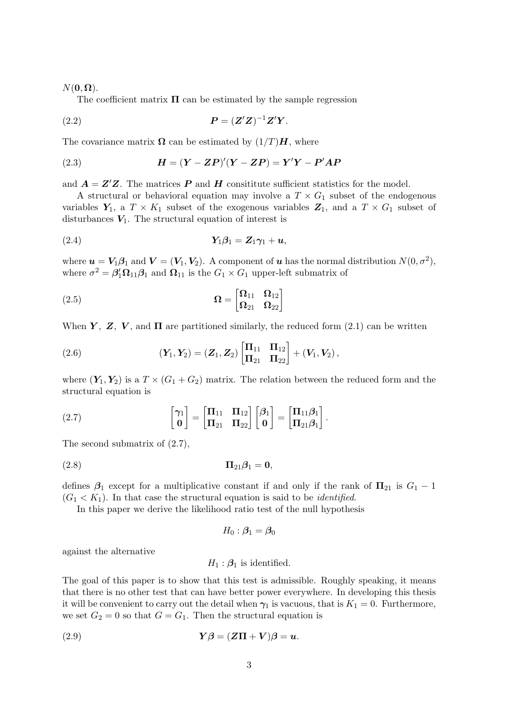$N(\mathbf{0}, \mathbf{\Omega})$.

The coefficient matrix $\mathbf{\Pi}$ can be estimated by the sample regression

$$\boldsymbol{P} = (\boldsymbol{Z}'\boldsymbol{Z})^{-1}\boldsymbol{Z}'\boldsymbol{Y}. \tag{2.2}$$

The covariance matrix $\mathbf{\Omega}$ can be estimated by $(1/T)\boldsymbol{H}$, where

$$\boldsymbol{H} = (\boldsymbol{Y} - \boldsymbol{Z}\boldsymbol{P})'(\boldsymbol{Y} - \boldsymbol{Z}\boldsymbol{P}) = \boldsymbol{Y}'\boldsymbol{Y} - \boldsymbol{P}'\boldsymbol{A}\boldsymbol{P} \tag{2.3}$$

and $\boldsymbol{A} = \boldsymbol{Z}'\boldsymbol{Z}$. The matrices $\boldsymbol{P}$ and $\boldsymbol{H}$ consititute sufficient statistics for the model.

A structural or behavioral equation may involve a $T \times G_1$ subset of the endogenous variables $\boldsymbol{Y}_1$, a $T \times K_1$ subset of the exogenous variables $\boldsymbol{Z}_1$, and a $T \times G_1$ subset of disturbances $\boldsymbol{V}_1$. The structural equation of interest is

$$\boldsymbol{Y}_1\boldsymbol{\beta}_1 = \boldsymbol{Z}_1\boldsymbol{\gamma}_1 + \boldsymbol{u}, \tag{2.4}$$

where $\boldsymbol{u} = \boldsymbol{V}_1\boldsymbol{\beta}_1$ and $\boldsymbol{V} = (\boldsymbol{V}_1, \boldsymbol{V}_2)$. A component of $\boldsymbol{u}$ has the normal distribution $N(0, \sigma^2)$, where $\sigma^2 = \boldsymbol{\beta}_1'\mathbf{\Omega}_{11}\boldsymbol{\beta}_1$ and $\mathbf{\Omega}_{11}$ is the $G_1 \times G_1$ upper-left submatrix of

$$\mathbf{\Omega} = \begin{bmatrix} \mathbf{\Omega}_{11} & \mathbf{\Omega}_{12} \\ \mathbf{\Omega}_{21} & \mathbf{\Omega}_{22} \end{bmatrix} \tag{2.5}$$

When $\boldsymbol{Y}$, $\boldsymbol{Z}$, $\boldsymbol{V}$, and $\mathbf{\Pi}$ are partitioned similarly, the reduced form (2.1) can be written

$$(\boldsymbol{Y}_1, \boldsymbol{Y}_2) = (\boldsymbol{Z}_1, \boldsymbol{Z}_2) \begin{bmatrix} \mathbf{\Pi}_{11} & \mathbf{\Pi}_{12} \\ \mathbf{\Pi}_{21} & \mathbf{\Pi}_{22} \end{bmatrix} + (\boldsymbol{V}_1, \boldsymbol{V}_2), \tag{2.6}$$

where $(\boldsymbol{Y}_1, \boldsymbol{Y}_2)$ is a $T \times (G_1 + G_2)$ matrix. The relation between the reduced form and the structural equation is

$$\begin{bmatrix} \boldsymbol{\gamma}_1 \\ \mathbf{0} \end{bmatrix} = \begin{bmatrix} \mathbf{\Pi}_{11} & \mathbf{\Pi}_{12} \\ \mathbf{\Pi}_{21} & \mathbf{\Pi}_{22} \end{bmatrix} \begin{bmatrix} \boldsymbol{\beta}_1 \\ \mathbf{0} \end{bmatrix} = \begin{bmatrix} \mathbf{\Pi}_{11}\boldsymbol{\beta}_1 \\ \mathbf{\Pi}_{21}\boldsymbol{\beta}_1 \end{bmatrix}. \tag{2.7}$$

The second submatrix of (2.7),

$$\mathbf{\Pi}_{21}\boldsymbol{\beta}_1 = \mathbf{0}, \tag{2.8}$$

defines $\boldsymbol{\beta}_1$ except for a multiplicative constant if and only if the rank of $\mathbf{\Pi}_{21}$ is $G_1 - 1$ $(G_1 < K_1)$. In that case the structural equation is said to be *identified*.

In this paper we derive the likelihood ratio test of the null hypothesis

$$H_0 : \boldsymbol{\beta}_1 = \boldsymbol{\beta}_0$$

against the alternative

$$H_1 : \boldsymbol{\beta}_1 \text{ is identified.}$$

The goal of this paper is to show that this test is admissible. Roughly speaking, it means that there is no other test that can have better power everywhere. In developing this thesis it will be convenient to carry out the detail when $\boldsymbol{\gamma}_1$ is vacuous, that is $K_1 = 0$. Furthermore, we set $G_2 = 0$ so that $G = G_1$. Then the structural equation is

$$\boldsymbol{Y}\boldsymbol{\beta} = (\boldsymbol{Z}\mathbf{\Pi} + \boldsymbol{V})\boldsymbol{\beta} = \boldsymbol{u}. \tag{2.9}$$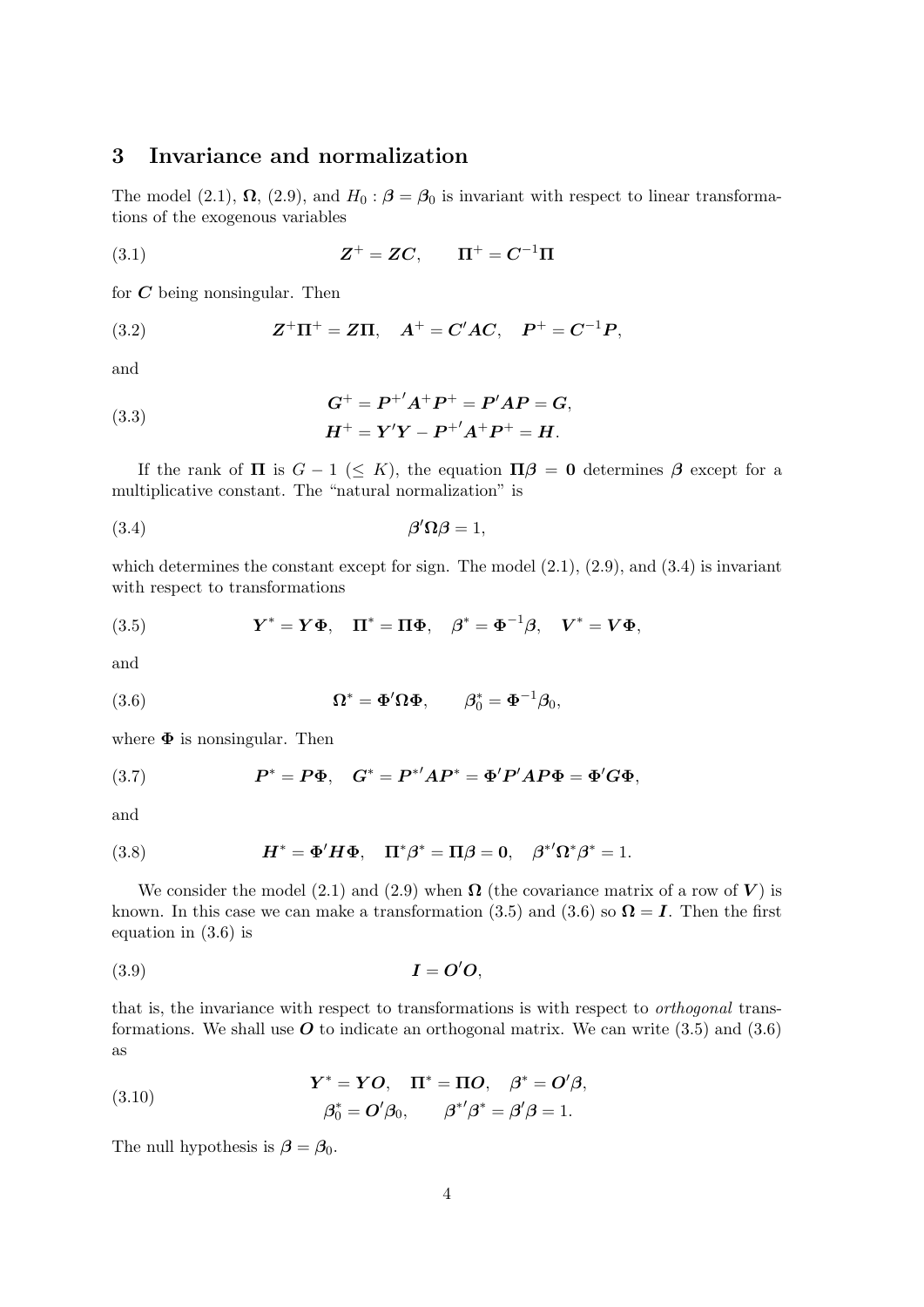## 3 Invariance and normalization

The model (2.1), $\boldsymbol{\Omega}$, (2.9), and $H_0 : \boldsymbol{\beta} = \boldsymbol{\beta}_0$ is invariant with respect to linear transformations of the exogenous variables

$$\boldsymbol{Z}^+ = \boldsymbol{Z}\boldsymbol{C}, \qquad \boldsymbol{\Pi}^+ = \boldsymbol{C}^{-1}\boldsymbol{\Pi} \tag{3.1}$$

for $\boldsymbol{C}$ being nonsingular. Then

$$\boldsymbol{Z}^+\boldsymbol{\Pi}^+ = \boldsymbol{Z}\boldsymbol{\Pi}, \quad \boldsymbol{A}^+ = \boldsymbol{C}'\boldsymbol{A}\boldsymbol{C}, \quad \boldsymbol{P}^+ = \boldsymbol{C}^{-1}\boldsymbol{P}, \tag{3.2}$$

and

$$\begin{aligned} \boldsymbol{G}^+ &= \boldsymbol{P}^{+\prime}\boldsymbol{A}^+\boldsymbol{P}^+ = \boldsymbol{P}'\boldsymbol{A}\boldsymbol{P} = \boldsymbol{G}, \\ \boldsymbol{H}^+ &= \boldsymbol{Y}'\boldsymbol{Y} - \boldsymbol{P}^{+\prime}\boldsymbol{A}^+\boldsymbol{P}^+ = \boldsymbol{H}. \end{aligned} \tag{3.3}$$

If the rank of $\boldsymbol{\Pi}$ is $G-1$ $(\leq K)$, the equation $\boldsymbol{\Pi\beta} = \boldsymbol{0}$ determines $\boldsymbol{\beta}$ except for a multiplicative constant. The "natural normalization" is

$$\boldsymbol{\beta}'\boldsymbol{\Omega}\boldsymbol{\beta} = 1, \tag{3.4}$$

which determines the constant except for sign. The model (2.1), (2.9), and (3.4) is invariant with respect to transformations

$$\boldsymbol{Y}^* = \boldsymbol{Y}\boldsymbol{\Phi}, \quad \boldsymbol{\Pi}^* = \boldsymbol{\Pi}\boldsymbol{\Phi}, \quad \boldsymbol{\beta}^* = \boldsymbol{\Phi}^{-1}\boldsymbol{\beta}, \quad \boldsymbol{V}^* = \boldsymbol{V}\boldsymbol{\Phi}, \tag{3.5}$$

and

$$\boldsymbol{\Omega}^* = \boldsymbol{\Phi}'\boldsymbol{\Omega}\boldsymbol{\Phi}, \qquad \boldsymbol{\beta}_0^* = \boldsymbol{\Phi}^{-1}\boldsymbol{\beta}_0, \tag{3.6}$$

where $\boldsymbol{\Phi}$ is nonsingular. Then

$$\boldsymbol{P}^* = \boldsymbol{P}\boldsymbol{\Phi}, \quad \boldsymbol{G}^* = \boldsymbol{P}^{*\prime}\boldsymbol{A}\boldsymbol{P}^* = \boldsymbol{\Phi}'\boldsymbol{P}'\boldsymbol{A}\boldsymbol{P}\boldsymbol{\Phi} = \boldsymbol{\Phi}'\boldsymbol{G}\boldsymbol{\Phi}, \tag{3.7}$$

and

$$\boldsymbol{H}^* = \boldsymbol{\Phi}'\boldsymbol{H}\boldsymbol{\Phi}, \quad \boldsymbol{\Pi}^*\boldsymbol{\beta}^* = \boldsymbol{\Pi}\boldsymbol{\beta} = \boldsymbol{0}, \quad \boldsymbol{\beta}^{*\prime}\boldsymbol{\Omega}^*\boldsymbol{\beta}^* = 1. \tag{3.8}$$

We consider the model (2.1) and (2.9) when $\boldsymbol{\Omega}$ (the covariance matrix of a row of $\boldsymbol{V}$) is known. In this case we can make a transformation (3.5) and (3.6) so $\boldsymbol{\Omega} = \boldsymbol{I}$. Then the first equation in (3.6) is

$$\boldsymbol{I} = \boldsymbol{O}'\boldsymbol{O}, \tag{3.9}$$

that is, the invariance with respect to transformations is with respect to *orthogonal* transformations. We shall use $\boldsymbol{O}$ to indicate an orthogonal matrix. We can write (3.5) and (3.6) as

$$\begin{aligned} \boldsymbol{Y}^* = \boldsymbol{Y}\boldsymbol{O}, \quad \boldsymbol{\Pi}^* &= \boldsymbol{\Pi}\boldsymbol{O}, \quad \boldsymbol{\beta}^* = \boldsymbol{O}'\boldsymbol{\beta}, \\ \boldsymbol{\beta}_0^* = \boldsymbol{O}'\boldsymbol{\beta}_0, &\qquad \boldsymbol{\beta}^{*\prime}\boldsymbol{\beta}^* = \boldsymbol{\beta}'\boldsymbol{\beta} = 1. \end{aligned} \tag{3.10}$$

The null hypothesis is $\boldsymbol{\beta} = \boldsymbol{\beta}_0$.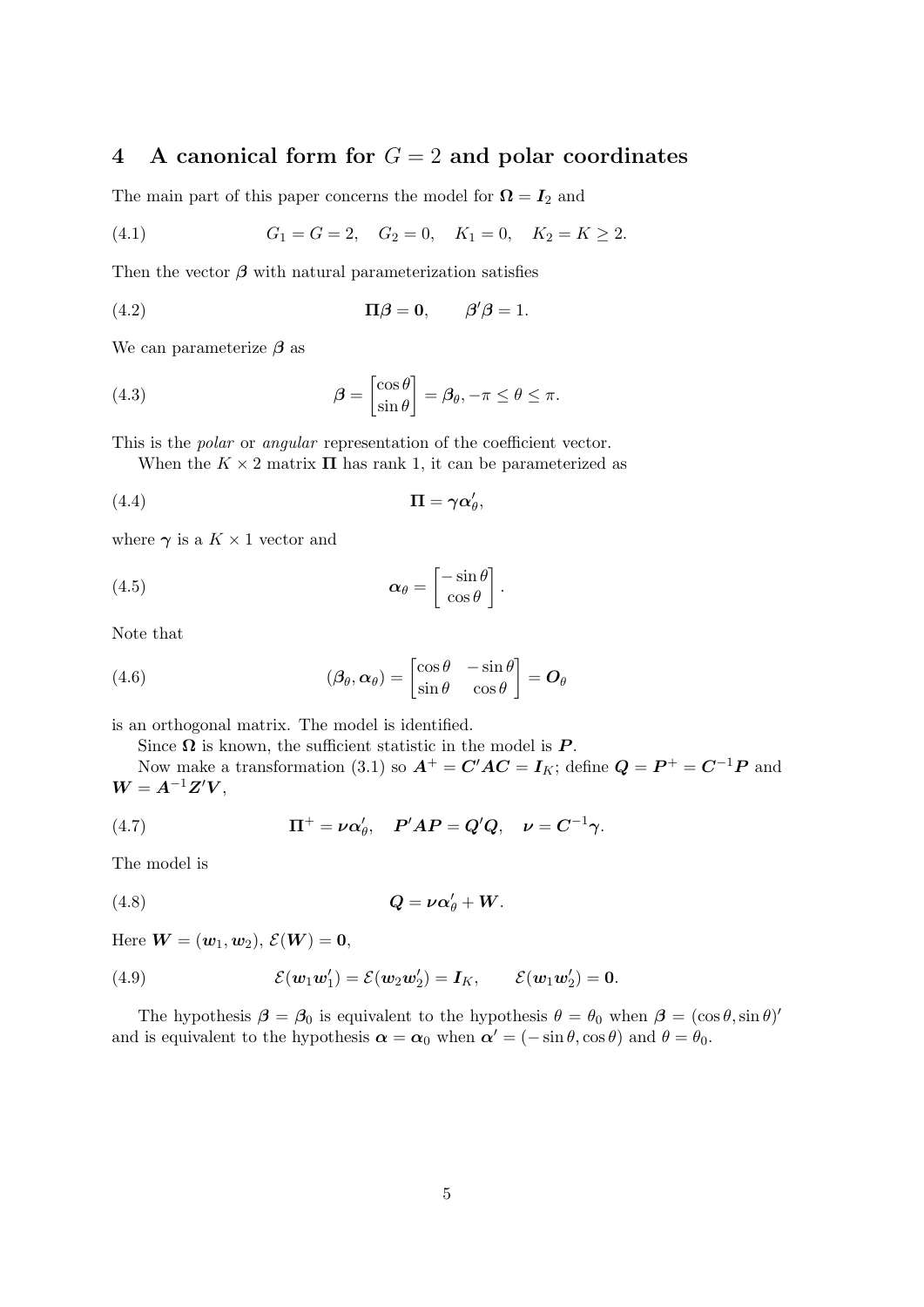# 4 A canonical form for $G = 2$ and polar coordinates

The main part of this paper concerns the model for $\boldsymbol{\Omega} = \boldsymbol{I}_2$ and

$$G_1 = G = 2, \quad G_2 = 0, \quad K_1 = 0, \quad K_2 = K \geq 2. \tag{4.1}$$

Then the vector $\boldsymbol{\beta}$ with natural parameterization satisfies

$$\boldsymbol{\Pi\beta} = \boldsymbol{0}, \qquad \boldsymbol{\beta}'\boldsymbol{\beta} = 1. \tag{4.2}$$

We can parameterize $\boldsymbol{\beta}$ as

$$\boldsymbol{\beta} = \begin{bmatrix} \cos\theta \\ \sin\theta \end{bmatrix} = \boldsymbol{\beta}_\theta, -\pi \leq \theta \leq \pi. \tag{4.3}$$

This is the *polar* or *angular* representation of the coefficient vector.

When the $K \times 2$ matrix $\boldsymbol{\Pi}$ has rank 1, it can be parameterized as

$$\boldsymbol{\Pi} = \boldsymbol{\gamma}\boldsymbol{\alpha}_\theta', \tag{4.4}$$

where $\boldsymbol{\gamma}$ is a $K \times 1$ vector and

$$\boldsymbol{\alpha}_\theta = \begin{bmatrix} -\sin\theta \\ \cos\theta \end{bmatrix}. \tag{4.5}$$

Note that

$$(\boldsymbol{\beta}_\theta, \boldsymbol{\alpha}_\theta) = \begin{bmatrix} \cos\theta & -\sin\theta \\ \sin\theta & \cos\theta \end{bmatrix} = \boldsymbol{O}_\theta \tag{4.6}$$

is an orthogonal matrix. The model is identified.

Since $\boldsymbol{\Omega}$ is known, the sufficient statistic in the model is $\boldsymbol{P}$.

Now make a transformation (3.1) so $\boldsymbol{A}^+ = \boldsymbol{C}'\boldsymbol{A}\boldsymbol{C} = \boldsymbol{I}_K$; define $\boldsymbol{Q} = \boldsymbol{P}^+ = \boldsymbol{C}^{-1}\boldsymbol{P}$ and $\boldsymbol{W} = \boldsymbol{A}^{-1}\boldsymbol{Z}'\boldsymbol{V}$,

$$\boldsymbol{\Pi}^+ = \boldsymbol{\nu}\boldsymbol{\alpha}_\theta', \quad \boldsymbol{P}'\boldsymbol{A}\boldsymbol{P} = \boldsymbol{Q}'\boldsymbol{Q}, \quad \boldsymbol{\nu} = \boldsymbol{C}^{-1}\boldsymbol{\gamma}. \tag{4.7}$$

The model is

$$\boldsymbol{Q} = \boldsymbol{\nu}\boldsymbol{\alpha}_\theta' + \boldsymbol{W}. \tag{4.8}$$

Here $\boldsymbol{W} = (\boldsymbol{w}_1, \boldsymbol{w}_2)$, $\mathcal{E}(\boldsymbol{W}) = \boldsymbol{0}$,

$$\mathcal{E}(\boldsymbol{w}_1\boldsymbol{w}_1') = \mathcal{E}(\boldsymbol{w}_2\boldsymbol{w}_2') = \boldsymbol{I}_K, \qquad \mathcal{E}(\boldsymbol{w}_1\boldsymbol{w}_2') = \boldsymbol{0}. \tag{4.9}$$

The hypothesis $\boldsymbol{\beta} = \boldsymbol{\beta}_0$ is equivalent to the hypothesis $\theta = \theta_0$ when $\boldsymbol{\beta} = (\cos\theta, \sin\theta)'$ and is equivalent to the hypothesis $\boldsymbol{\alpha} = \boldsymbol{\alpha}_0$ when $\boldsymbol{\alpha}' = (-\sin\theta, \cos\theta)$ and $\theta = \theta_0$.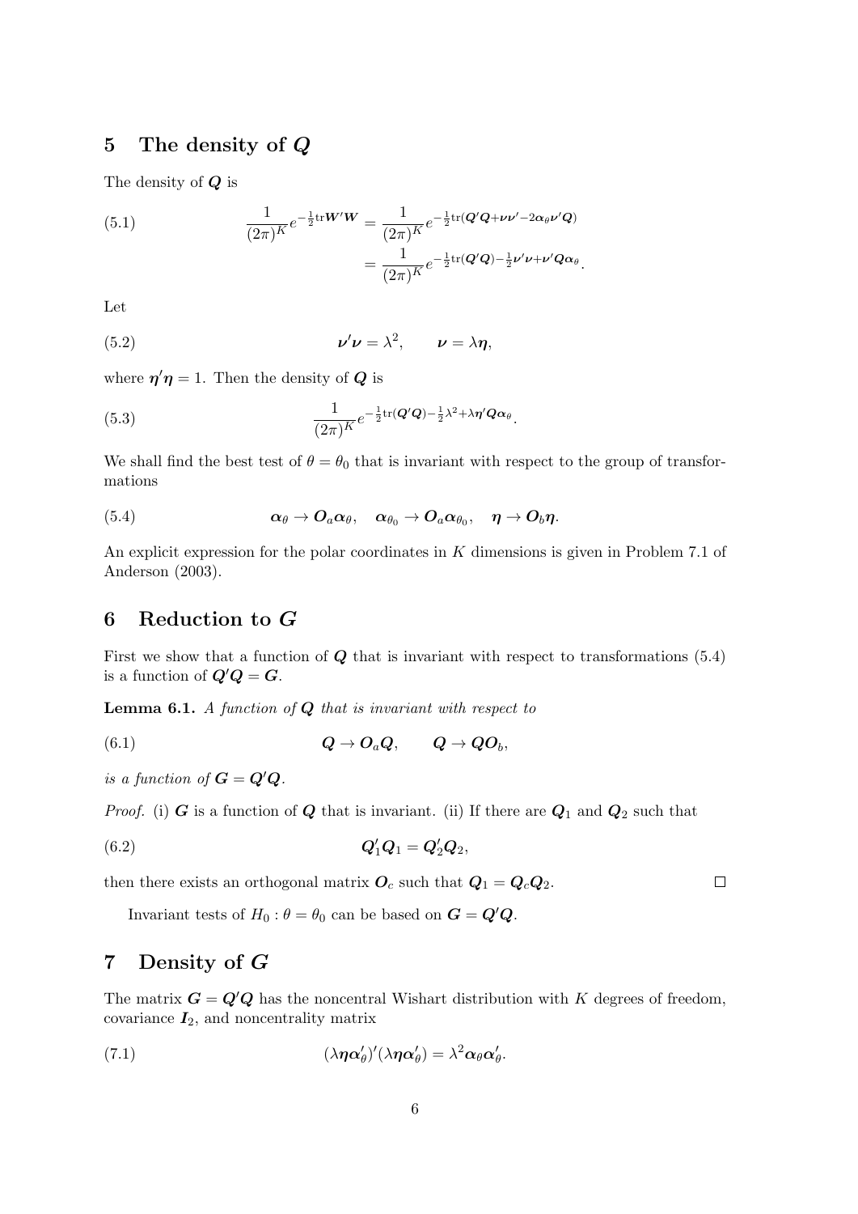## 5 The density of $\boldsymbol{Q}$

The density of $\boldsymbol{Q}$ is

$$
\frac{1}{(2\pi)^K} e^{-\frac{1}{2}\mathrm{tr}\boldsymbol{W}'\boldsymbol{W}} = \frac{1}{(2\pi)^K} e^{-\frac{1}{2}\mathrm{tr}(\boldsymbol{Q}'\boldsymbol{Q}+\boldsymbol{\nu}\boldsymbol{\nu}'-2\boldsymbol{\alpha}_\theta\boldsymbol{\nu}'\boldsymbol{Q})}
= \frac{1}{(2\pi)^K} e^{-\frac{1}{2}\mathrm{tr}(\boldsymbol{Q}'\boldsymbol{Q})-\frac{1}{2}\boldsymbol{\nu}'\boldsymbol{\nu}+\boldsymbol{\nu}'\boldsymbol{Q}\boldsymbol{\alpha}_\theta}. \tag{5.1}
$$

Let

$$
\boldsymbol{\nu}'\boldsymbol{\nu} = \lambda^2, \qquad \boldsymbol{\nu} = \lambda\boldsymbol{\eta}, \tag{5.2}
$$

where $\boldsymbol{\eta}'\boldsymbol{\eta} = 1$. Then the density of $\boldsymbol{Q}$ is

$$
\frac{1}{(2\pi)^K} e^{-\frac{1}{2}\mathrm{tr}(\boldsymbol{Q}'\boldsymbol{Q})-\frac{1}{2}\lambda^2+\lambda\boldsymbol{\eta}'\boldsymbol{Q}\boldsymbol{\alpha}_\theta}. \tag{5.3}
$$

We shall find the best test of $\theta = \theta_0$ that is invariant with respect to the group of transformations

$$
\boldsymbol{\alpha}_\theta \to \boldsymbol{O}_a\boldsymbol{\alpha}_\theta, \quad \boldsymbol{\alpha}_{\theta_0} \to \boldsymbol{O}_a\boldsymbol{\alpha}_{\theta_0}, \quad \boldsymbol{\eta} \to \boldsymbol{O}_b\boldsymbol{\eta}. \tag{5.4}
$$

An explicit expression for the polar coordinates in $K$ dimensions is given in Problem 7.1 of Anderson (2003).

## 6 Reduction to $\boldsymbol{G}$

First we show that a function of $\boldsymbol{Q}$ that is invariant with respect to transformations (5.4) is a function of $\boldsymbol{Q}'\boldsymbol{Q} = \boldsymbol{G}$.

**Lemma 6.1.** *A function of $\boldsymbol{Q}$ that is invariant with respect to*

$$
\boldsymbol{Q} \to \boldsymbol{O}_a\boldsymbol{Q}, \qquad \boldsymbol{Q} \to \boldsymbol{Q}\boldsymbol{O}_b, \tag{6.1}
$$

*is a function of $\boldsymbol{G} = \boldsymbol{Q}'\boldsymbol{Q}$.*

*Proof.* (i) $\boldsymbol{G}$ is a function of $\boldsymbol{Q}$ that is invariant. (ii) If there are $\boldsymbol{Q}_1$ and $\boldsymbol{Q}_2$ such that

$$
\boldsymbol{Q}_1'\boldsymbol{Q}_1 = \boldsymbol{Q}_2'\boldsymbol{Q}_2, \tag{6.2}
$$

then there exists an orthogonal matrix $\boldsymbol{O}_c$ such that $\boldsymbol{Q}_1 = \boldsymbol{Q}_c\boldsymbol{Q}_2$. □

Invariant tests of $H_0 : \theta = \theta_0$ can be based on $\boldsymbol{G} = \boldsymbol{Q}'\boldsymbol{Q}$.

## 7 Density of $\boldsymbol{G}$

The matrix $\boldsymbol{G} = \boldsymbol{Q}'\boldsymbol{Q}$ has the noncentral Wishart distribution with $K$ degrees of freedom, covariance $\boldsymbol{I}_2$, and noncentrality matrix

$$
(\lambda\boldsymbol{\eta}\boldsymbol{\alpha}_\theta')'(\lambda\boldsymbol{\eta}\boldsymbol{\alpha}_\theta') = \lambda^2\boldsymbol{\alpha}_\theta\boldsymbol{\alpha}_\theta'. \tag{7.1}
$$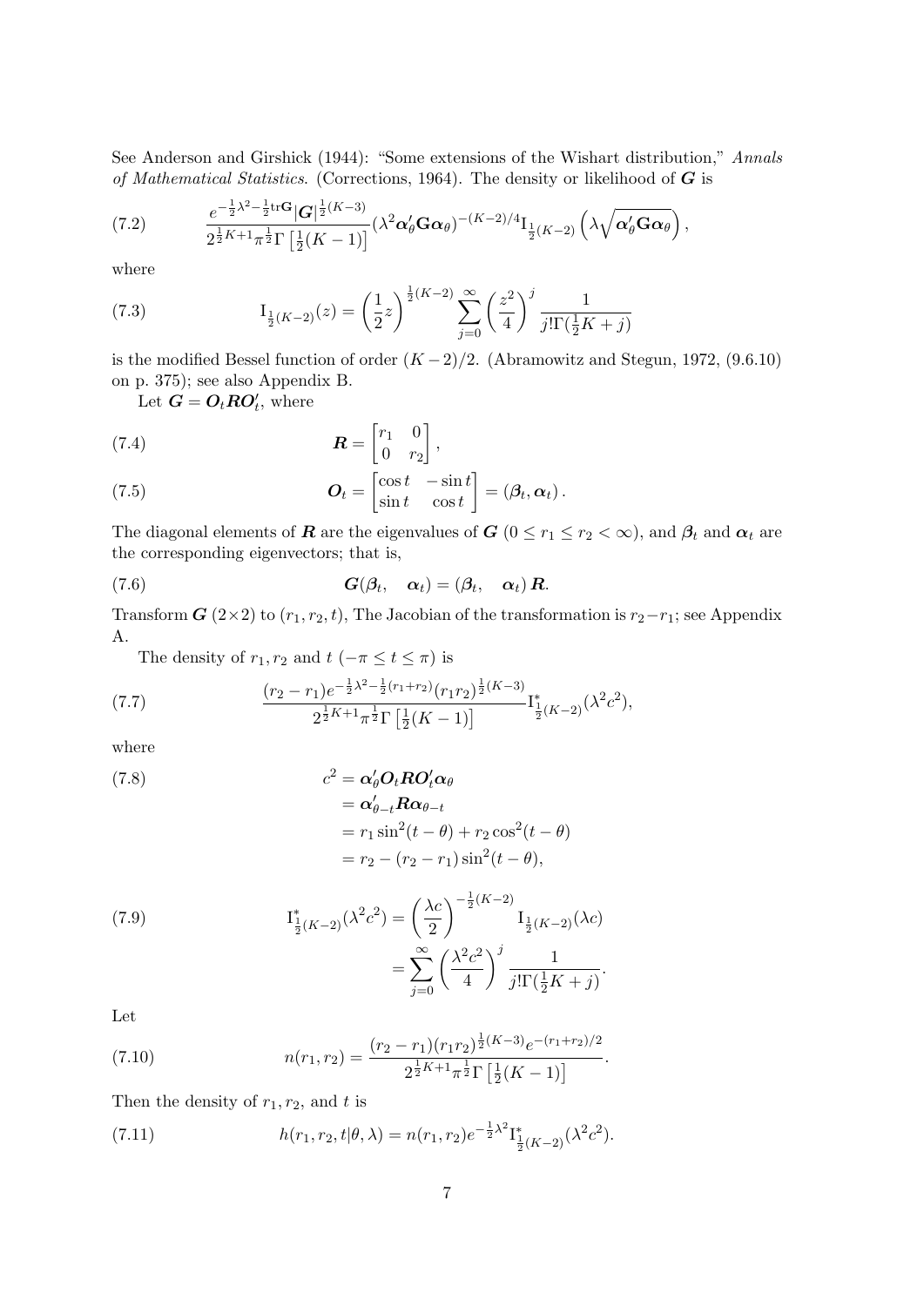See Anderson and Girshick (1944): "Some extensions of the Wishart distribution," *Annals of Mathematical Statistics*. (Corrections, 1964). The density or likelihood of $\boldsymbol{G}$ is

$$\frac{e^{-\frac{1}{2}\lambda^2-\frac{1}{2}\mathrm{tr}\mathbf{G}}|\boldsymbol{G}|^{\frac{1}{2}(K-3)}}{2^{\frac{1}{2}K+1}\pi^{\frac{1}{2}}\Gamma\left[\frac{1}{2}(K-1)\right]}(\lambda^2\boldsymbol{\alpha}_\theta'\mathbf{G}\boldsymbol{\alpha}_\theta)^{-(K-2)/4}\mathrm{I}_{\frac{1}{2}(K-2)}\left(\lambda\sqrt{\boldsymbol{\alpha}_\theta'\mathbf{G}\boldsymbol{\alpha}_\theta}\right), \tag{7.2}$$

where

$$\mathrm{I}_{\frac{1}{2}(K-2)}(z) = \left(\frac{1}{2}z\right)^{\frac{1}{2}(K-2)}\sum_{j=0}^{\infty}\left(\frac{z^2}{4}\right)^j\frac{1}{j!\Gamma(\frac{1}{2}K+j)} \tag{7.3}$$

is the modified Bessel function of order $(K-2)/2$. (Abramowitz and Stegun, 1972, (9.6.10) on p. 375); see also Appendix B.

Let $\boldsymbol{G} = \boldsymbol{O}_t\boldsymbol{R}\boldsymbol{O}_t'$, where

$$\boldsymbol{R} = \begin{bmatrix} r_1 & 0 \\ 0 & r_2 \end{bmatrix}, \tag{7.4}$$

$$\boldsymbol{O}_t = \begin{bmatrix} \cos t & -\sin t \\ \sin t & \cos t \end{bmatrix} = (\boldsymbol{\beta}_t, \boldsymbol{\alpha}_t)\,. \tag{7.5}$$

The diagonal elements of $\boldsymbol{R}$ are the eigenvalues of $\boldsymbol{G}$ ($0 \leq r_1 \leq r_2 < \infty$), and $\boldsymbol{\beta}_t$ and $\boldsymbol{\alpha}_t$ are the corresponding eigenvectors; that is,

$$\boldsymbol{G}(\boldsymbol{\beta}_t, \quad \boldsymbol{\alpha}_t) = (\boldsymbol{\beta}_t, \quad \boldsymbol{\alpha}_t)\,\boldsymbol{R}. \tag{7.6}$$

Transform $\boldsymbol{G}$ ($2\times 2$) to $(r_1, r_2, t)$, The Jacobian of the transformation is $r_2 - r_1$; see Appendix A.

The density of $r_1, r_2$ and $t$ ($-\pi \leq t \leq \pi$) is

$$\frac{(r_2-r_1)e^{-\frac{1}{2}\lambda^2-\frac{1}{2}(r_1+r_2)}(r_1r_2)^{\frac{1}{2}(K-3)}}{2^{\frac{1}{2}K+1}\pi^{\frac{1}{2}}\Gamma\left[\frac{1}{2}(K-1)\right]}\mathrm{I}^*_{\frac{1}{2}(K-2)}(\lambda^2c^2), \tag{7.7}$$

where

$$\begin{aligned} c^2 &= \boldsymbol{\alpha}_\theta'\boldsymbol{O}_t\boldsymbol{R}\boldsymbol{O}_t'\boldsymbol{\alpha}_\theta \\ &= \boldsymbol{\alpha}_{\theta-t}'\boldsymbol{R}\boldsymbol{\alpha}_{\theta-t} \\ &= r_1\sin^2(t-\theta) + r_2\cos^2(t-\theta) \\ &= r_2 - (r_2-r_1)\sin^2(t-\theta), \end{aligned} \tag{7.8}$$

$$\begin{aligned} \mathrm{I}^*_{\frac{1}{2}(K-2)}(\lambda^2c^2) &= \left(\frac{\lambda c}{2}\right)^{-\frac{1}{2}(K-2)}\mathrm{I}_{\frac{1}{2}(K-2)}(\lambda c) \\ &= \sum_{j=0}^{\infty}\left(\frac{\lambda^2c^2}{4}\right)^j\frac{1}{j!\Gamma(\frac{1}{2}K+j)}. \end{aligned} \tag{7.9}$$

Let

$$n(r_1, r_2) = \frac{(r_2-r_1)(r_1r_2)^{\frac{1}{2}(K-3)}e^{-(r_1+r_2)/2}}{2^{\frac{1}{2}K+1}\pi^{\frac{1}{2}}\Gamma\left[\frac{1}{2}(K-1)\right]}. \tag{7.10}$$

Then the density of $r_1, r_2$, and $t$ is

$$h(r_1, r_2, t|\theta, \lambda) = n(r_1, r_2)e^{-\frac{1}{2}\lambda^2}\mathrm{I}^*_{\frac{1}{2}(K-2)}(\lambda^2c^2). \tag{7.11}$$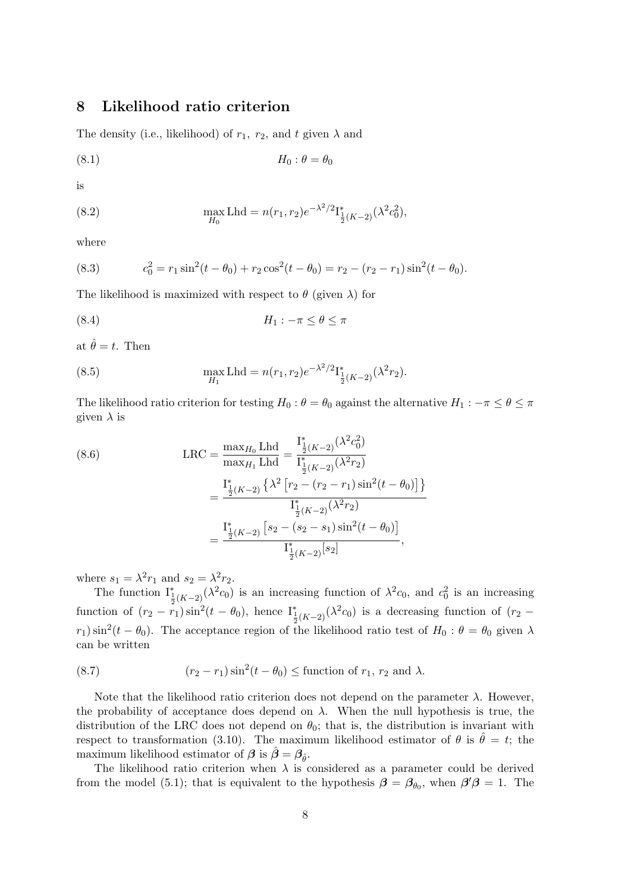## 8 Likelihood ratio criterion

The density (i.e., likelihood) of $r_1,\ r_2$, and $t$ given $\lambda$ and

$$H_0 : \theta = \theta_0 \tag{8.1}$$

is

$$\max_{H_0} \text{Lhd} = n(r_1, r_2) e^{-\lambda^2/2} \text{I}^*_{\frac{1}{2}(K-2)}(\lambda^2 c_0^2), \tag{8.2}$$

where

$$c_0^2 = r_1 \sin^2(t - \theta_0) + r_2 \cos^2(t - \theta_0) = r_2 - (r_2 - r_1)\sin^2(t - \theta_0). \tag{8.3}$$

The likelihood is maximized with respect to $\theta$ (given $\lambda$) for

$$H_1 : -\pi \leq \theta \leq \pi \tag{8.4}$$

at $\hat{\theta} = t$. Then

$$\max_{H_1} \text{Lhd} = n(r_1, r_2) e^{-\lambda^2/2} \text{I}^*_{\frac{1}{2}(K-2)}(\lambda^2 r_2). \tag{8.5}$$

The likelihood ratio criterion for testing $H_0 : \theta = \theta_0$ against the alternative $H_1 : -\pi \leq \theta \leq \pi$ given $\lambda$ is

$$\begin{aligned}
\text{LRC} &= \frac{\max_{H_0} \text{Lhd}}{\max_{H_1} \text{Lhd}} = \frac{\text{I}^*_{\frac{1}{2}(K-2)}(\lambda^2 c_0^2)}{\text{I}^*_{\frac{1}{2}(K-2)}(\lambda^2 r_2)} \\
&= \frac{\text{I}^*_{\frac{1}{2}(K-2)}\left\{\lambda^2\left[r_2 - (r_2 - r_1)\sin^2(t - \theta_0)\right]\right\}}{\text{I}^*_{\frac{1}{2}(K-2)}(\lambda^2 r_2)} \\
&= \frac{\text{I}^*_{\frac{1}{2}(K-2)}\left[s_2 - (s_2 - s_1)\sin^2(t - \theta_0)\right]}{\text{I}^*_{\frac{1}{2}(K-2)}[s_2]},
\end{aligned} \tag{8.6}$$

where $s_1 = \lambda^2 r_1$ and $s_2 = \lambda^2 r_2$.

The function $\text{I}^*_{\frac{1}{2}(K-2)}(\lambda^2 c_0)$ is an increasing function of $\lambda^2 c_0$, and $c_0^2$ is an increasing function of $(r_2 - r_1)\sin^2(t - \theta_0)$, hence $\text{I}^*_{\frac{1}{2}(K-2)}(\lambda^2 c_0)$ is a decreasing function of $(r_2 - r_1)\sin^2(t - \theta_0)$. The acceptance region of the likelihood ratio test of $H_0 : \theta = \theta_0$ given $\lambda$ can be written

$$(r_2 - r_1)\sin^2(t - \theta_0) \leq \text{function of } r_1,\ r_2 \text{ and } \lambda. \tag{8.7}$$

Note that the likelihood ratio criterion does not depend on the parameter $\lambda$. However, the probability of acceptance does depend on $\lambda$. When the null hypothesis is true, the distribution of the LRC does not depend on $\theta_0$; that is, the distribution is invariant with respect to transformation (3.10). The maximum likelihood estimator of $\theta$ is $\hat{\theta} = t$; the maximum likelihood estimator of $\boldsymbol{\beta}$ is $\hat{\boldsymbol{\beta}} = \boldsymbol{\beta}_{\hat{\theta}}$.

The likelihood ratio criterion when $\lambda$ is considered as a parameter could be derived from the model (5.1); that is equivalent to the hypothesis $\boldsymbol{\beta} = \boldsymbol{\beta}_{\theta_0}$, when $\boldsymbol{\beta}'\boldsymbol{\beta} = 1$. The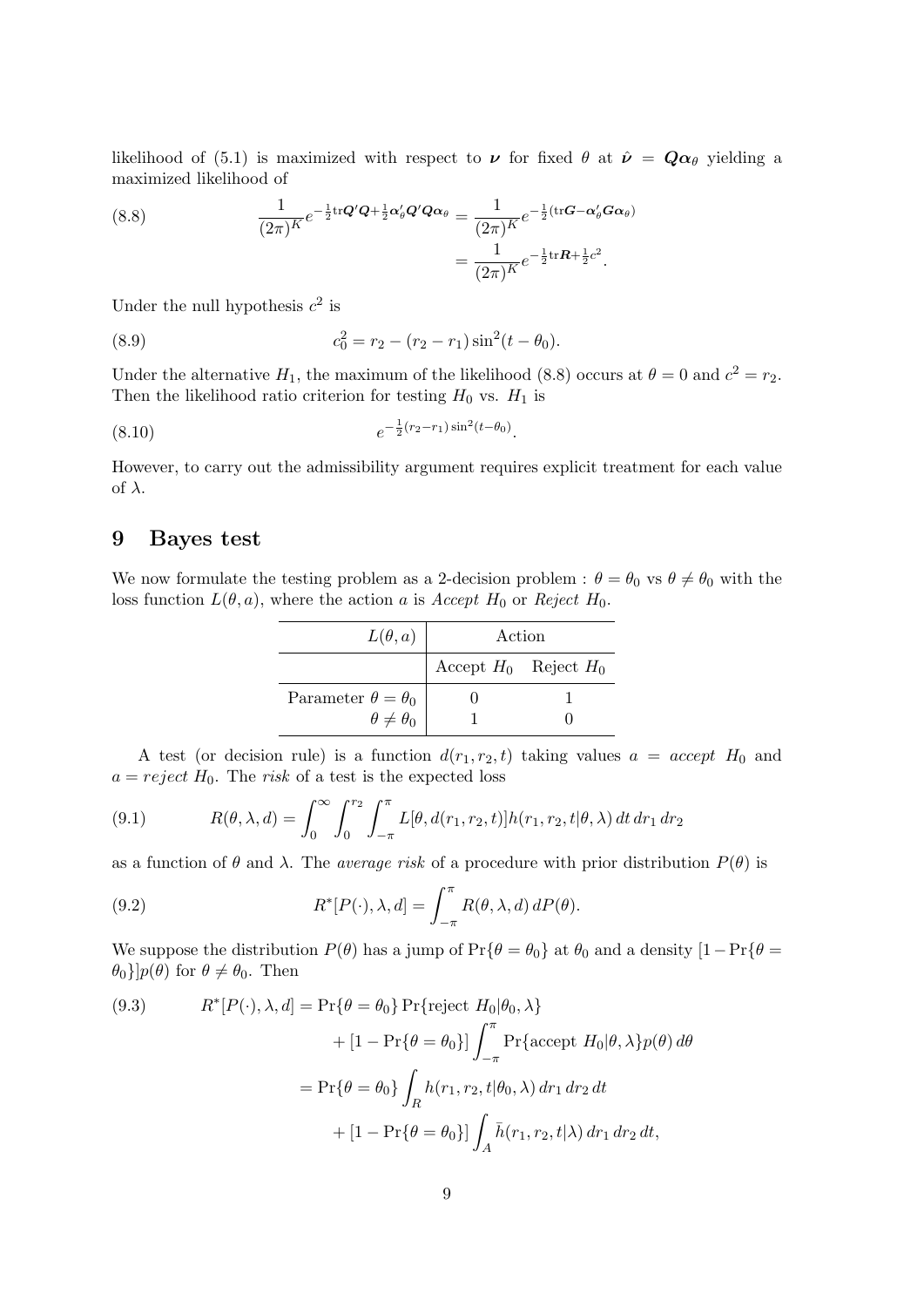likelihood of (5.1) is maximized with respect to $\boldsymbol{\nu}$ for fixed $\theta$ at $\hat{\boldsymbol{\nu}} = \boldsymbol{Q}\boldsymbol{\alpha}_\theta$ yielding a maximized likelihood of

$$
\frac{1}{(2\pi)^K} e^{-\frac{1}{2}\mathrm{tr}\boldsymbol{Q}'\boldsymbol{Q} + \frac{1}{2}\boldsymbol{\alpha}_\theta'\boldsymbol{Q}'\boldsymbol{Q}\boldsymbol{\alpha}_\theta} = \frac{1}{(2\pi)^K} e^{-\frac{1}{2}(\mathrm{tr}\boldsymbol{G} - \boldsymbol{\alpha}_\theta'\boldsymbol{G}\boldsymbol{\alpha}_\theta)} = \frac{1}{(2\pi)^K} e^{-\frac{1}{2}\mathrm{tr}\boldsymbol{R} + \frac{1}{2}c^2}. \tag{8.8}
$$

Under the null hypothesis $c^2$ is

$$
c_0^2 = r_2 - (r_2 - r_1)\sin^2(t - \theta_0). \tag{8.9}
$$

Under the alternative $H_1$, the maximum of the likelihood (8.8) occurs at $\theta = 0$ and $c^2 = r_2$. Then the likelihood ratio criterion for testing $H_0$ vs. $H_1$ is

$$
e^{-\frac{1}{2}(r_2 - r_1)\sin^2(t - \theta_0)}. \tag{8.10}
$$

However, to carry out the admissibility argument requires explicit treatment for each value of $\lambda$.

## 9 Bayes test

We now formulate the testing problem as a 2-decision problem : $\theta = \theta_0$ vs $\theta \neq \theta_0$ with the loss function $L(\theta, a)$, where the action $a$ is *Accept* $H_0$ or *Reject* $H_0$.

| $L(\theta, a)$ | Action | |
|---|---|---|
| | Accept $H_0$ | Reject $H_0$ |
| Parameter $\theta = \theta_0$ | 0 | 1 |
| $\theta \neq \theta_0$ | 1 | 0 |

A test (or decision rule) is a function $d(r_1, r_2, t)$ taking values $a$ = *accept* $H_0$ and $a$ = *reject* $H_0$. The *risk* of a test is the expected loss

$$
R(\theta, \lambda, d) = \int_0^\infty \int_0^{r_2} \int_{-\pi}^{\pi} L[\theta, d(r_1, r_2, t)] h(r_1, r_2, t|\theta, \lambda)\, dt\, dr_1\, dr_2 \tag{9.1}
$$

as a function of $\theta$ and $\lambda$. The *average risk* of a procedure with prior distribution $P(\theta)$ is

$$
R^*[P(\cdot), \lambda, d] = \int_{-\pi}^{\pi} R(\theta, \lambda, d)\, dP(\theta). \tag{9.2}
$$

We suppose the distribution $P(\theta)$ has a jump of $\Pr\{\theta = \theta_0\}$ at $\theta_0$ and a density $[1 - \Pr\{\theta = \theta_0\}]p(\theta)$ for $\theta \neq \theta_0$. Then

$$
\begin{aligned}
R^*[P(\cdot), \lambda, d] &= \Pr\{\theta = \theta_0\}\Pr\{\text{reject } H_0|\theta_0, \lambda\} \\
&\quad + [1 - \Pr\{\theta = \theta_0\}] \int_{-\pi}^{\pi} \Pr\{\text{accept } H_0|\theta, \lambda\} p(\theta)\, d\theta \\
&= \Pr\{\theta = \theta_0\} \int_R h(r_1, r_2, t|\theta_0, \lambda)\, dr_1\, dr_2\, dt \\
&\quad + [1 - \Pr\{\theta = \theta_0\}] \int_A \bar{h}(r_1, r_2, t|\lambda)\, dr_1\, dr_2\, dt,
\end{aligned} \tag{9.3}
$$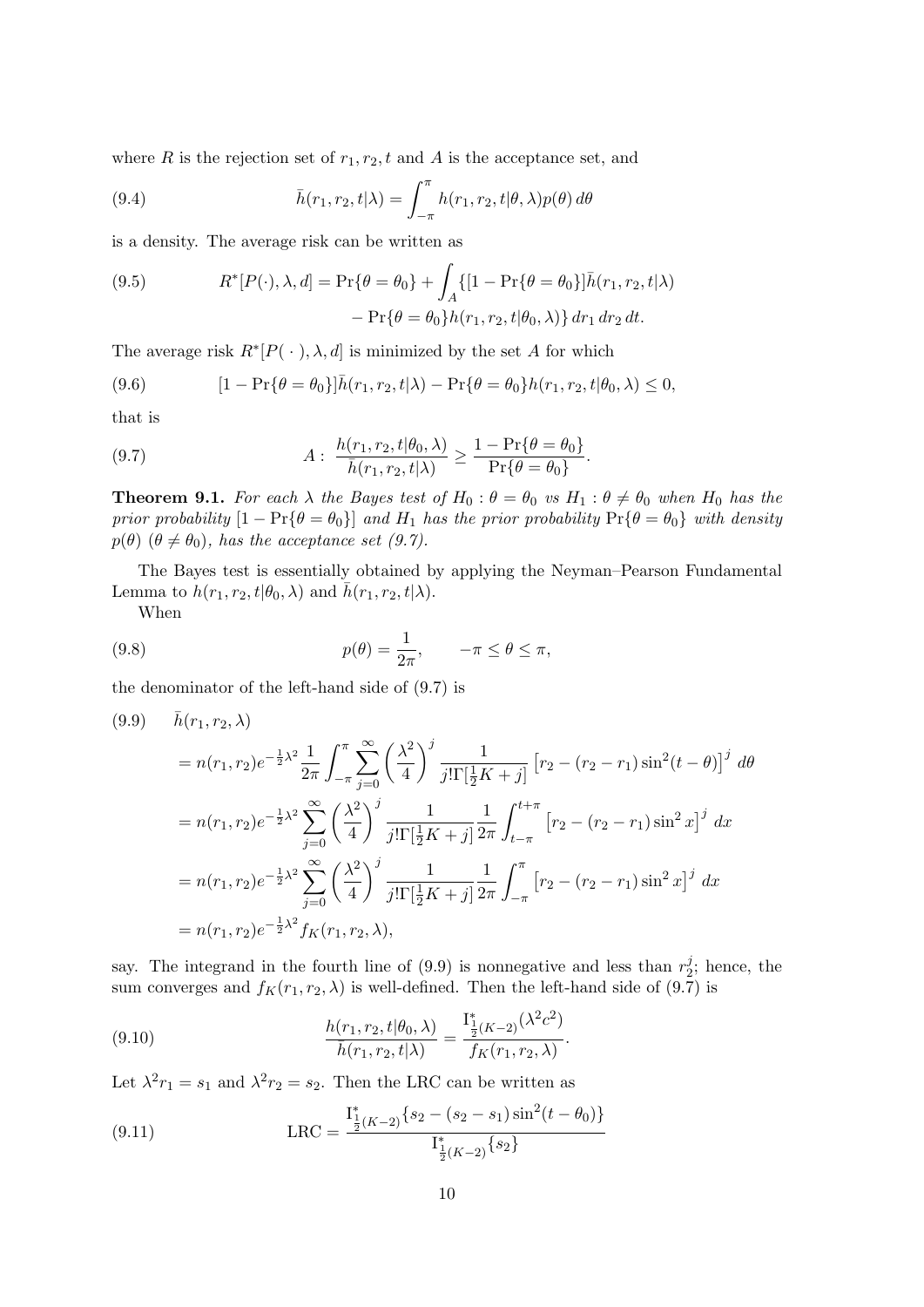where $R$ is the rejection set of $r_1, r_2, t$ and $A$ is the acceptance set, and

$$\bar{h}(r_1, r_2, t|\lambda) = \int_{-\pi}^{\pi} h(r_1, r_2, t|\theta, \lambda) p(\theta)\, d\theta \tag{9.4}$$

is a density. The average risk can be written as

$$\begin{aligned} R^*[P(\cdot), \lambda, d] = \Pr\{\theta = \theta_0\} + \int_A \{[1 - \Pr\{\theta = \theta_0\}]\bar{h}(r_1, r_2, t|\lambda) \\ - \Pr\{\theta = \theta_0\} h(r_1, r_2, t|\theta_0, \lambda)\}\, dr_1\, dr_2\, dt. \end{aligned} \tag{9.5}$$

The average risk $R^*[P(\,\cdot\,), \lambda, d]$ is minimized by the set $A$ for which

$$[1 - \Pr\{\theta = \theta_0\}]\bar{h}(r_1, r_2, t|\lambda) - \Pr\{\theta = \theta_0\} h(r_1, r_2, t|\theta_0, \lambda) \leq 0, \tag{9.6}$$

that is

$$A: \; \frac{h(r_1, r_2, t|\theta_0, \lambda)}{\bar{h}(r_1, r_2, t|\lambda)} \geq \frac{1 - \Pr\{\theta = \theta_0\}}{\Pr\{\theta = \theta_0\}}. \tag{9.7}$$

**Theorem 9.1.** *For each $\lambda$ the Bayes test of $H_0 : \theta = \theta_0$ vs $H_1 : \theta \neq \theta_0$ when $H_0$ has the prior probability $[1 - \Pr\{\theta = \theta_0\}]$ and $H_1$ has the prior probability $\Pr\{\theta = \theta_0\}$ with density $p(\theta)$ $(\theta \neq \theta_0)$, has the acceptance set (9.7).*

The Bayes test is essentially obtained by applying the Neyman–Pearson Fundamental Lemma to $h(r_1, r_2, t|\theta_0, \lambda)$ and $\bar{h}(r_1, r_2, t|\lambda)$.

When

$$p(\theta) = \frac{1}{2\pi}, \qquad -\pi \leq \theta \leq \pi, \tag{9.8}$$

the denominator of the left-hand side of (9.7) is

$$\begin{aligned} &\bar{h}(r_1, r_2, \lambda) \\ &= n(r_1, r_2) e^{-\frac{1}{2}\lambda^2} \frac{1}{2\pi} \int_{-\pi}^{\pi} \sum_{j=0}^{\infty} \left(\frac{\lambda^2}{4}\right)^j \frac{1}{j!\Gamma[\frac{1}{2}K + j]} \left[r_2 - (r_2 - r_1)\sin^2(t - \theta)\right]^j d\theta \\ &= n(r_1, r_2) e^{-\frac{1}{2}\lambda^2} \sum_{j=0}^{\infty} \left(\frac{\lambda^2}{4}\right)^j \frac{1}{j!\Gamma[\frac{1}{2}K + j]} \frac{1}{2\pi} \int_{t-\pi}^{t+\pi} \left[r_2 - (r_2 - r_1)\sin^2 x\right]^j dx \\ &= n(r_1, r_2) e^{-\frac{1}{2}\lambda^2} \sum_{j=0}^{\infty} \left(\frac{\lambda^2}{4}\right)^j \frac{1}{j!\Gamma[\frac{1}{2}K + j]} \frac{1}{2\pi} \int_{-\pi}^{\pi} \left[r_2 - (r_2 - r_1)\sin^2 x\right]^j dx \\ &= n(r_1, r_2) e^{-\frac{1}{2}\lambda^2} f_K(r_1, r_2, \lambda), \end{aligned} \tag{9.9}$$

say. The integrand in the fourth line of (9.9) is nonnegative and less than $r_2^j$; hence, the sum converges and $f_K(r_1, r_2, \lambda)$ is well-defined. Then the left-hand side of (9.7) is

$$\frac{h(r_1, r_2, t|\theta_0, \lambda)}{\bar{h}(r_1, r_2, t|\lambda)} = \frac{\mathrm{I}^*_{\frac{1}{2}(K-2)}(\lambda^2 c^2)}{f_K(r_1, r_2, \lambda)}. \tag{9.10}$$

Let $\lambda^2 r_1 = s_1$ and $\lambda^2 r_2 = s_2$. Then the LRC can be written as

$$\text{LRC} = \frac{\mathrm{I}^*_{\frac{1}{2}(K-2)}\{s_2 - (s_2 - s_1)\sin^2(t - \theta_0)\}}{\mathrm{I}^*_{\frac{1}{2}(K-2)}\{s_2\}} \tag{9.11}$$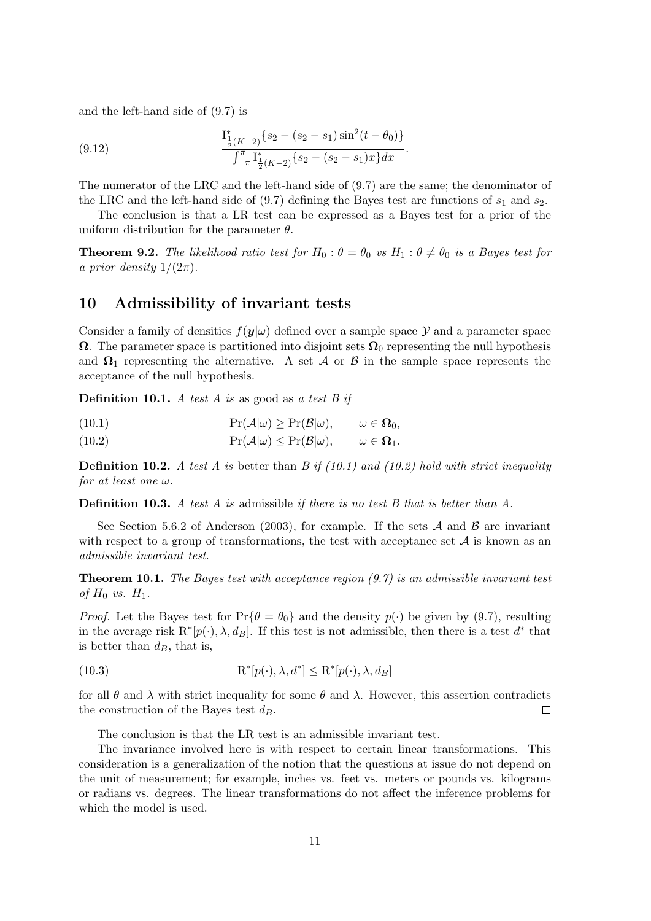and the left-hand side of (9.7) is

$$\frac{\mathrm{I}^*_{\frac{1}{2}(K-2)}\{s_2 - (s_2 - s_1)\sin^2(t - \theta_0)\}}{\int_{-\pi}^{\pi} \mathrm{I}^*_{\frac{1}{2}(K-2)}\{s_2 - (s_2 - s_1)x\}dx}. \tag{9.12}$$

The numerator of the LRC and the left-hand side of (9.7) are the same; the denominator of the LRC and the left-hand side of (9.7) defining the Bayes test are functions of $s_1$ and $s_2$.

The conclusion is that a LR test can be expressed as a Bayes test for a prior of the uniform distribution for the parameter $\theta$.

**Theorem 9.2.** *The likelihood ratio test for $H_0 : \theta = \theta_0$ vs $H_1 : \theta \neq \theta_0$ is a Bayes test for a prior density $1/(2\pi)$.*

## 10 Admissibility of invariant tests

Consider a family of densities $f(\boldsymbol{y}|\omega)$ defined over a sample space $\mathcal{Y}$ and a parameter space $\boldsymbol{\Omega}$. The parameter space is partitioned into disjoint sets $\boldsymbol{\Omega}_0$ representing the null hypothesis and $\boldsymbol{\Omega}_1$ representing the alternative. A set $\mathcal{A}$ or $\mathcal{B}$ in the sample space represents the acceptance of the null hypothesis.

**Definition 10.1.** *A test A is* as good as *a test B if*

$$\Pr(\mathcal{A}|\omega) \geq \Pr(\mathcal{B}|\omega), \qquad \omega \in \boldsymbol{\Omega}_0, \tag{10.1}$$

$$\Pr(\mathcal{A}|\omega) \leq \Pr(\mathcal{B}|\omega), \qquad \omega \in \boldsymbol{\Omega}_1. \tag{10.2}$$

**Definition 10.2.** *A test A is* better than *B if (10.1) and (10.2) hold with strict inequality for at least one $\omega$.*

**Definition 10.3.** *A test A is* admissible *if there is no test B that is better than A.*

See Section 5.6.2 of Anderson (2003), for example. If the sets $\mathcal{A}$ and $\mathcal{B}$ are invariant with respect to a group of transformations, the test with acceptance set $\mathcal{A}$ is known as an *admissible invariant test*.

**Theorem 10.1.** *The Bayes test with acceptance region (9.7) is an admissible invariant test of $H_0$ vs. $H_1$.*

*Proof.* Let the Bayes test for $\Pr\{\theta = \theta_0\}$ and the density $p(\cdot)$ be given by (9.7), resulting in the average risk $\mathrm{R}^*[p(\cdot), \lambda, d_B]$. If this test is not admissible, then there is a test $d^*$ that is better than $d_B$, that is,

$$\mathrm{R}^*[p(\cdot), \lambda, d^*] \leq \mathrm{R}^*[p(\cdot), \lambda, d_B] \tag{10.3}$$

for all $\theta$ and $\lambda$ with strict inequality for some $\theta$ and $\lambda$. However, this assertion contradicts the construction of the Bayes test $d_B$. □

The conclusion is that the LR test is an admissible invariant test.

The invariance involved here is with respect to certain linear transformations. This consideration is a generalization of the notion that the questions at issue do not depend on the unit of measurement; for example, inches vs. feet vs. meters or pounds vs. kilograms or radians vs. degrees. The linear transformations do not affect the inference problems for which the model is used.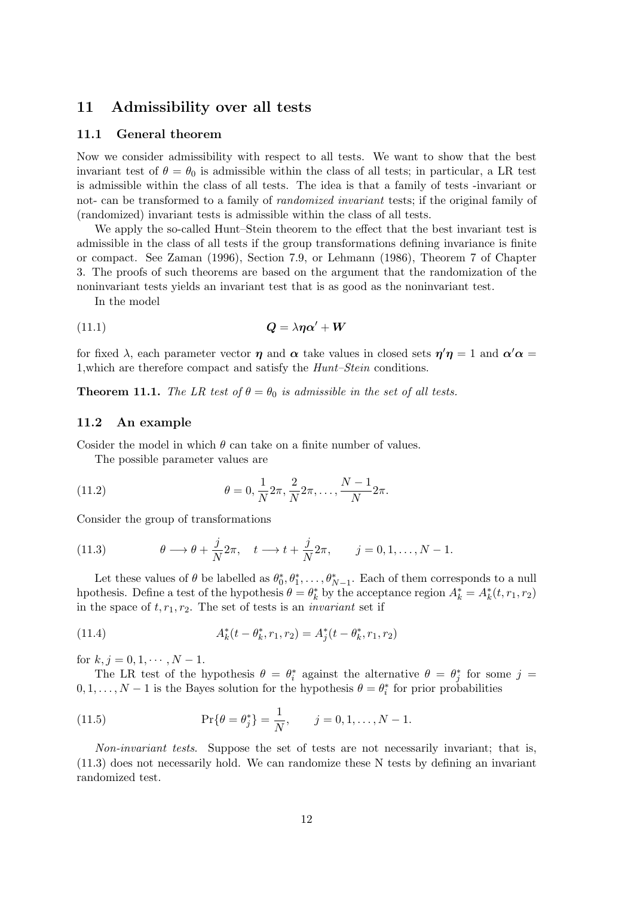# 11 Admissibility over all tests

## 11.1 General theorem

Now we consider admissibility with respect to all tests. We want to show that the best invariant test of $\theta = \theta_0$ is admissible within the class of all tests; in particular, a LR test is admissible within the class of all tests. The idea is that a family of tests -invariant or not- can be transformed to a family of *randomized invariant* tests; if the original family of (randomized) invariant tests is admissible within the class of all tests.

We apply the so-called Hunt–Stein theorem to the effect that the best invariant test is admissible in the class of all tests if the group transformations defining invariance is finite or compact. See Zaman (1996), Section 7.9, or Lehmann (1986), Theorem 7 of Chapter 3. The proofs of such theorems are based on the argument that the randomization of the noninvariant tests yields an invariant test that is as good as the noninvariant test.

In the model

$$\boldsymbol{Q} = \lambda \boldsymbol{\eta} \boldsymbol{\alpha}' + \boldsymbol{W} \tag{11.1}$$

for fixed $\lambda$, each parameter vector $\boldsymbol{\eta}$ and $\boldsymbol{\alpha}$ take values in closed sets $\boldsymbol{\eta}'\boldsymbol{\eta} = 1$ and $\boldsymbol{\alpha}'\boldsymbol{\alpha} = 1$,which are therefore compact and satisfy the *Hunt–Stein* conditions.

**Theorem 11.1.** *The LR test of $\theta = \theta_0$ is admissible in the set of all tests.*

## 11.2 An example

Cosider the model in which $\theta$ can take on a finite number of values.

The possible parameter values are

$$\theta = 0, \frac{1}{N}2\pi, \frac{2}{N}2\pi, \ldots, \frac{N-1}{N}2\pi. \tag{11.2}$$

Consider the group of transformations

$$\theta \longrightarrow \theta + \frac{j}{N}2\pi, \quad t \longrightarrow t + \frac{j}{N}2\pi, \qquad j = 0, 1, \ldots, N-1. \tag{11.3}$$

Let these values of $\theta$ be labelled as $\theta_0^*, \theta_1^*, \ldots, \theta_{N-1}^*$. Each of them corresponds to a null hpothesis. Define a test of the hypothesis $\theta = \theta_k^*$ by the acceptance region $A_k^* = A_k^*(t, r_1, r_2)$ in the space of $t, r_1, r_2$. The set of tests is an *invariant* set if

$$A_k^*(t - \theta_k^*, r_1, r_2) = A_j^*(t - \theta_k^*, r_1, r_2) \tag{11.4}$$

for $k, j = 0, 1, \cdots, N-1$.

The LR test of the hypothesis $\theta = \theta_i^*$ against the alternative $\theta = \theta_j^*$ for some $j = 0, 1, \ldots, N-1$ is the Bayes solution for the hypothesis $\theta = \theta_i^*$ for prior probabilities

$$\Pr\{\theta = \theta_j^*\} = \frac{1}{N}, \qquad j = 0, 1, \ldots, N-1. \tag{11.5}$$

*Non-invariant tests*. Suppose the set of tests are not necessarily invariant; that is, (11.3) does not necessarily hold. We can randomize these N tests by defining an invariant randomized test.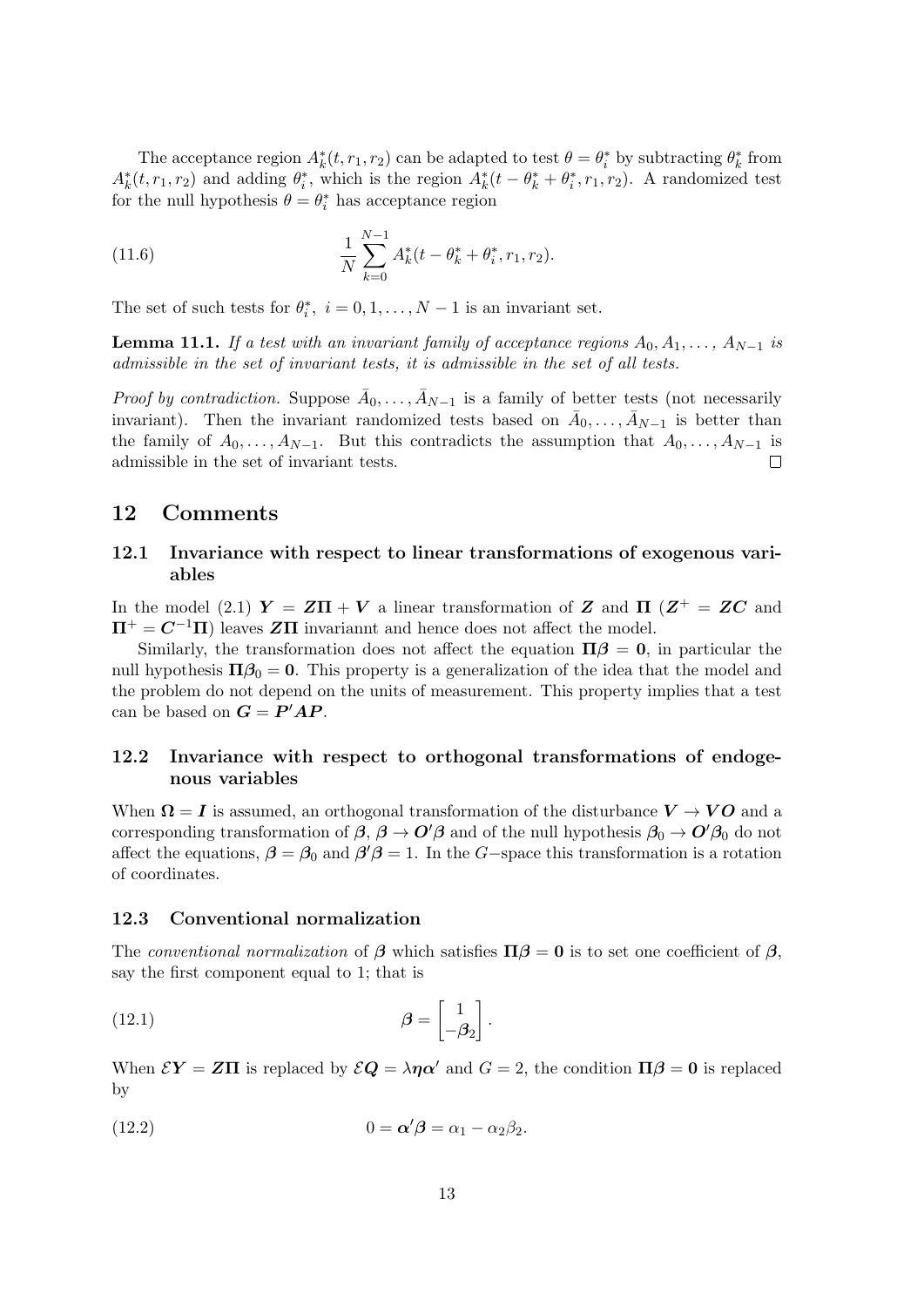The acceptance region $A_k^*(t, r_1, r_2)$ can be adapted to test $\theta = \theta_i^*$ by subtracting $\theta_k^*$ from $A_k^*(t, r_1, r_2)$ and adding $\theta_i^*$, which is the region $A_k^*(t - \theta_k^* + \theta_i^*, r_1, r_2)$. A randomized test for the null hypothesis $\theta = \theta_i^*$ has acceptance region

$$\frac{1}{N} \sum_{k=0}^{N-1} A_k^*(t - \theta_k^* + \theta_i^*, r_1, r_2). \tag{11.6}$$

The set of such tests for $\theta_i^*,\ i = 0, 1, \ldots, N-1$ is an invariant set.

**Lemma 11.1.** *If a test with an invariant family of acceptance regions $A_0, A_1, \ldots, A_{N-1}$ is admissible in the set of invariant tests, it is admissible in the set of all tests.*

*Proof by contradiction.* Suppose $\bar{A}_0, \ldots, \bar{A}_{N-1}$ is a family of better tests (not necessarily invariant). Then the invariant randomized tests based on $\bar{A}_0, \ldots, \bar{A}_{N-1}$ is better than the family of $A_0, \ldots, A_{N-1}$. But this contradicts the assumption that $A_0, \ldots, A_{N-1}$ is admissible in the set of invariant tests. □

## 12 Comments

### 12.1 Invariance with respect to linear transformations of exogenous variables

In the model (2.1) $\boldsymbol{Y} = \boldsymbol{Z\Pi} + \boldsymbol{V}$ a linear transformation of $\boldsymbol{Z}$ and $\boldsymbol{\Pi}$ ($\boldsymbol{Z}^+ = \boldsymbol{ZC}$ and $\boldsymbol{\Pi}^+ = \boldsymbol{C}^{-1}\boldsymbol{\Pi}$) leaves $\boldsymbol{Z\Pi}$ invariannt and hence does not affect the model.

Similarly, the transformation does not affect the equation $\boldsymbol{\Pi\beta} = \boldsymbol{0}$, in particular the null hypothesis $\boldsymbol{\Pi\beta}_0 = \boldsymbol{0}$. This property is a generalization of the idea that the model and the problem do not depend on the units of measurement. This property implies that a test can be based on $\boldsymbol{G} = \boldsymbol{P'AP}$.

### 12.2 Invariance with respect to orthogonal transformations of endogenous variables

When $\boldsymbol{\Omega} = \boldsymbol{I}$ is assumed, an orthogonal transformation of the disturbance $\boldsymbol{V} \to \boldsymbol{VO}$ and a corresponding transformation of $\boldsymbol{\beta}$, $\boldsymbol{\beta} \to \boldsymbol{O'\beta}$ and of the null hypothesis $\boldsymbol{\beta}_0 \to \boldsymbol{O'\beta}_0$ do not affect the equations, $\boldsymbol{\beta} = \boldsymbol{\beta}_0$ and $\boldsymbol{\beta'\beta} = 1$. In the $G-$space this transformation is a rotation of coordinates.

### 12.3 Conventional normalization

The *conventional normalization* of $\boldsymbol{\beta}$ which satisfies $\boldsymbol{\Pi\beta} = \boldsymbol{0}$ is to set one coefficient of $\boldsymbol{\beta}$, say the first component equal to 1; that is

$$\boldsymbol{\beta} = \begin{bmatrix} 1 \\ -\boldsymbol{\beta}_2 \end{bmatrix}. \tag{12.1}$$

When $\mathcal{E}\boldsymbol{Y} = \boldsymbol{Z\Pi}$ is replaced by $\mathcal{E}\boldsymbol{Q} = \lambda\boldsymbol{\eta\alpha}'$ and $G = 2$, the condition $\boldsymbol{\Pi\beta} = \boldsymbol{0}$ is replaced by

$$0 = \boldsymbol{\alpha}'\boldsymbol{\beta} = \alpha_1 - \alpha_2\beta_2. \tag{12.2}$$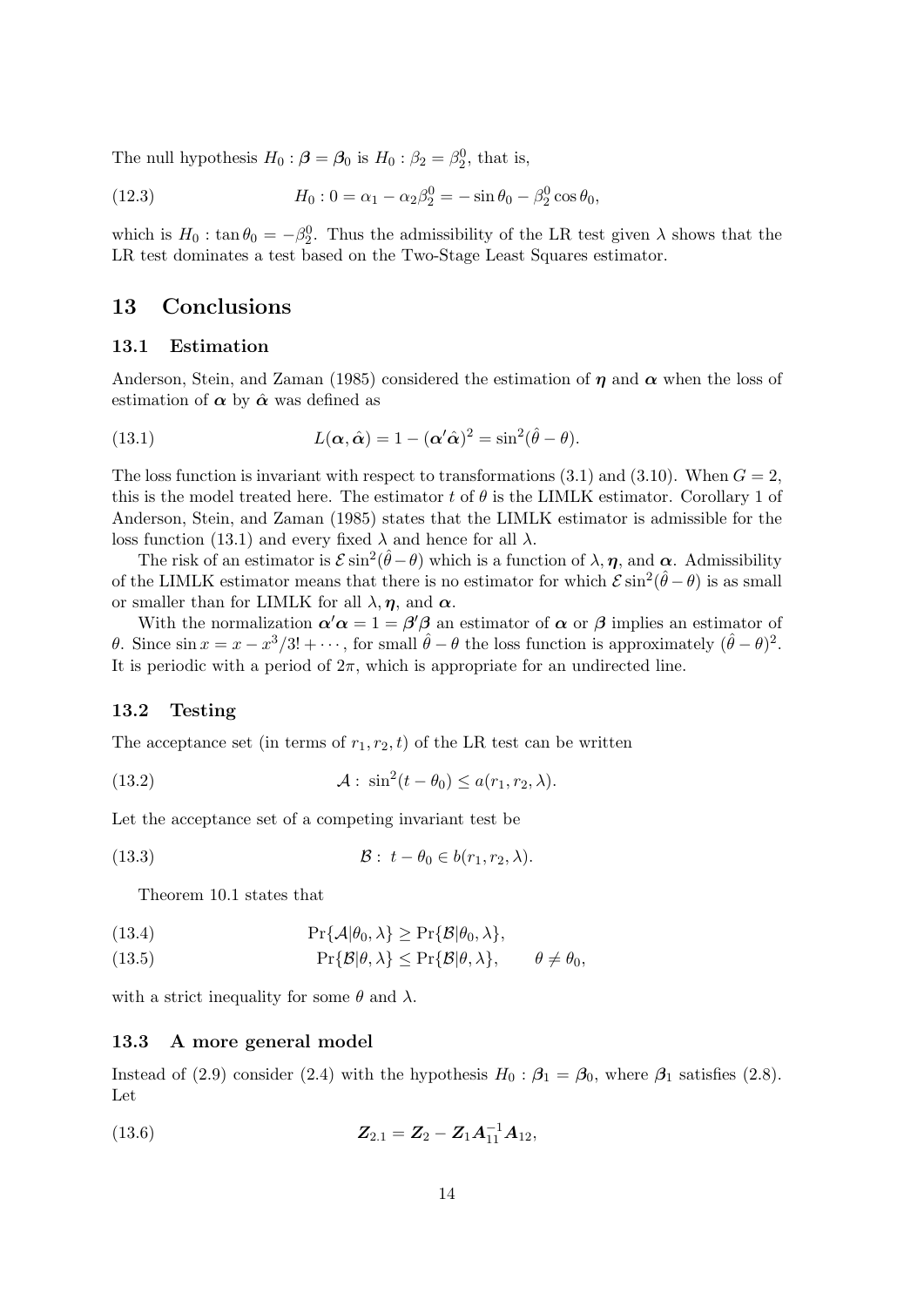The null hypothesis $H_0 : \boldsymbol{\beta} = \boldsymbol{\beta}_0$ is $H_0 : \beta_2 = \beta_2^0$, that is,

$$H_0 : 0 = \alpha_1 - \alpha_2 \beta_2^0 = -\sin\theta_0 - \beta_2^0 \cos\theta_0, \tag{12.3}$$

which is $H_0 : \tan\theta_0 = -\beta_2^0$. Thus the admissibility of the LR test given $\lambda$ shows that the LR test dominates a test based on the Two-Stage Least Squares estimator.

## 13 Conclusions

### 13.1 Estimation

Anderson, Stein, and Zaman (1985) considered the estimation of $\boldsymbol{\eta}$ and $\boldsymbol{\alpha}$ when the loss of estimation of $\boldsymbol{\alpha}$ by $\hat{\boldsymbol{\alpha}}$ was defined as

$$L(\boldsymbol{\alpha}, \hat{\boldsymbol{\alpha}}) = 1 - (\boldsymbol{\alpha}'\hat{\boldsymbol{\alpha}})^2 = \sin^2(\hat{\theta} - \theta). \tag{13.1}$$

The loss function is invariant with respect to transformations (3.1) and (3.10). When $G = 2$, this is the model treated here. The estimator $t$ of $\theta$ is the LIMLK estimator. Corollary 1 of Anderson, Stein, and Zaman (1985) states that the LIMLK estimator is admissible for the loss function (13.1) and every fixed $\lambda$ and hence for all $\lambda$.

The risk of an estimator is $\mathcal{E}\sin^2(\hat{\theta} - \theta)$ which is a function of $\lambda, \boldsymbol{\eta}$, and $\boldsymbol{\alpha}$. Admissibility of the LIMLK estimator means that there is no estimator for which $\mathcal{E}\sin^2(\hat{\theta} - \theta)$ is as small or smaller than for LIMLK for all $\lambda, \boldsymbol{\eta}$, and $\boldsymbol{\alpha}$.

With the normalization $\boldsymbol{\alpha}'\boldsymbol{\alpha} = 1 = \boldsymbol{\beta}'\boldsymbol{\beta}$ an estimator of $\boldsymbol{\alpha}$ or $\boldsymbol{\beta}$ implies an estimator of $\theta$. Since $\sin x = x - x^3/3! + \cdots$, for small $\hat{\theta} - \theta$ the loss function is approximately $(\hat{\theta} - \theta)^2$. It is periodic with a period of $2\pi$, which is appropriate for an undirected line.

### 13.2 Testing

The acceptance set (in terms of $r_1, r_2, t$) of the LR test can be written

$$\mathcal{A} : \ \sin^2(t - \theta_0) \leq a(r_1, r_2, \lambda). \tag{13.2}$$

Let the acceptance set of a competing invariant test be

$$\mathcal{B} : \ t - \theta_0 \in b(r_1, r_2, \lambda). \tag{13.3}$$

Theorem 10.1 states that

$$\Pr\{\mathcal{A}|\theta_0, \lambda\} \geq \Pr\{\mathcal{B}|\theta_0, \lambda\}, \tag{13.4}$$

$$\Pr\{\mathcal{B}|\theta, \lambda\} \leq \Pr\{\mathcal{B}|\theta, \lambda\}, \qquad \theta \neq \theta_0, \tag{13.5}$$

with a strict inequality for some $\theta$ and $\lambda$.

### 13.3 A more general model

Instead of (2.9) consider (2.4) with the hypothesis $H_0 : \boldsymbol{\beta}_1 = \boldsymbol{\beta}_0$, where $\boldsymbol{\beta}_1$ satisfies (2.8). Let

$$\boldsymbol{Z}_{2.1} = \boldsymbol{Z}_2 - \boldsymbol{Z}_1 \boldsymbol{A}_{11}^{-1} \boldsymbol{A}_{12}, \tag{13.6}$$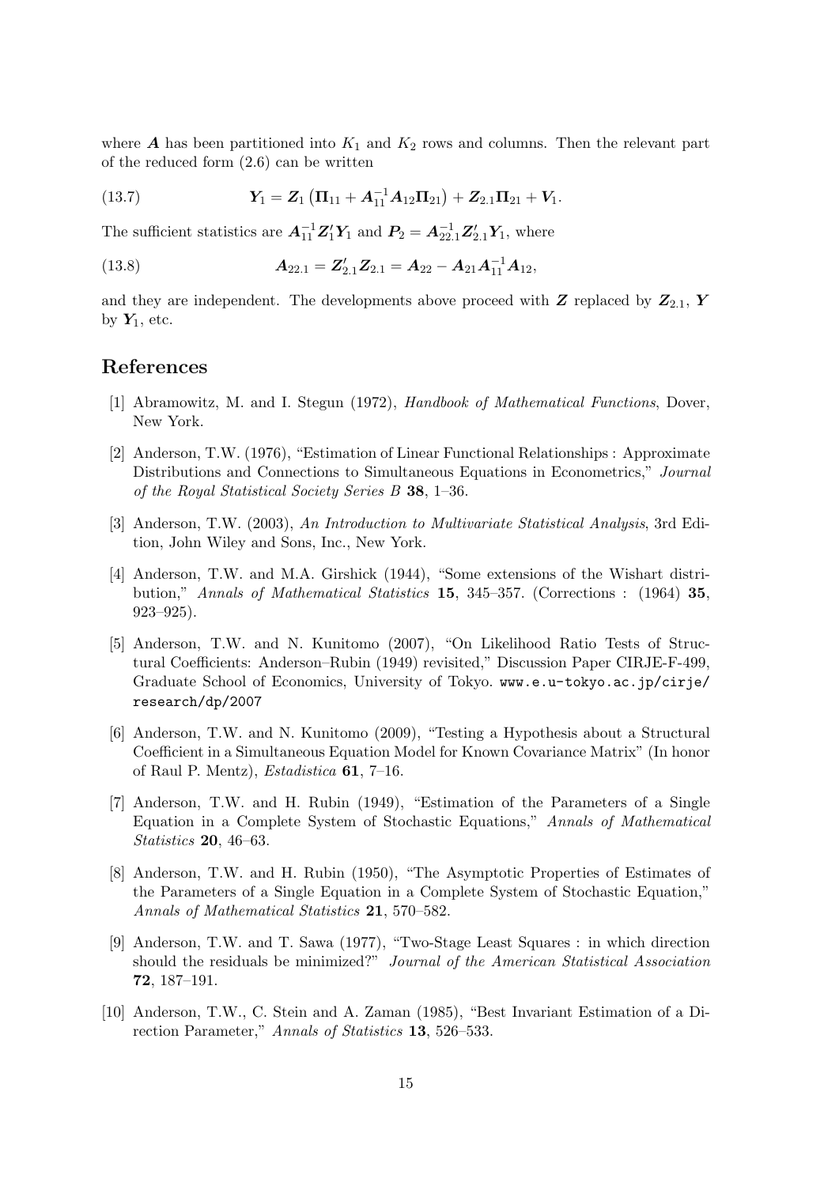where $\boldsymbol{A}$ has been partitioned into $K_1$ and $K_2$ rows and columns. Then the relevant part of the reduced form (2.6) can be written

$$\boldsymbol{Y}_1 = \boldsymbol{Z}_1 \left( \boldsymbol{\Pi}_{11} + \boldsymbol{A}_{11}^{-1} \boldsymbol{A}_{12} \boldsymbol{\Pi}_{21} \right) + \boldsymbol{Z}_{2.1} \boldsymbol{\Pi}_{21} + \boldsymbol{V}_1. \tag{13.7}$$

The sufficient statistics are $\boldsymbol{A}_{11}^{-1} \boldsymbol{Z}_1' \boldsymbol{Y}_1$ and $\boldsymbol{P}_2 = \boldsymbol{A}_{22.1}^{-1} \boldsymbol{Z}_{2.1}' \boldsymbol{Y}_1$, where

$$\boldsymbol{A}_{22.1} = \boldsymbol{Z}_{2.1}' \boldsymbol{Z}_{2.1} = \boldsymbol{A}_{22} - \boldsymbol{A}_{21} \boldsymbol{A}_{11}^{-1} \boldsymbol{A}_{12}, \tag{13.8}$$

and they are independent. The developments above proceed with $\boldsymbol{Z}$ replaced by $\boldsymbol{Z}_{2.1}$, $\boldsymbol{Y}$ by $\boldsymbol{Y}_1$, etc.

## References

[1] Abramowitz, M. and I. Stegun (1972), *Handbook of Mathematical Functions*, Dover, New York.

[2] Anderson, T.W. (1976), "Estimation of Linear Functional Relationships : Approximate Distributions and Connections to Simultaneous Equations in Econometrics," *Journal of the Royal Statistical Society Series B* **38**, 1–36.

[3] Anderson, T.W. (2003), *An Introduction to Multivariate Statistical Analysis*, 3rd Edition, John Wiley and Sons, Inc., New York.

[4] Anderson, T.W. and M.A. Girshick (1944), "Some extensions of the Wishart distribution," *Annals of Mathematical Statistics* **15**, 345–357. (Corrections : (1964) **35**, 923–925).

[5] Anderson, T.W. and N. Kunitomo (2007), "On Likelihood Ratio Tests of Structural Coefficients: Anderson–Rubin (1949) revisited," Discussion Paper CIRJE-F-499, Graduate School of Economics, University of Tokyo. www.e.u-tokyo.ac.jp/cirje/research/dp/2007

[6] Anderson, T.W. and N. Kunitomo (2009), "Testing a Hypothesis about a Structural Coefficient in a Simultaneous Equation Model for Known Covariance Matrix" (In honor of Raul P. Mentz), *Estadistica* **61**, 7–16.

[7] Anderson, T.W. and H. Rubin (1949), "Estimation of the Parameters of a Single Equation in a Complete System of Stochastic Equations," *Annals of Mathematical Statistics* **20**, 46–63.

[8] Anderson, T.W. and H. Rubin (1950), "The Asymptotic Properties of Estimates of the Parameters of a Single Equation in a Complete System of Stochastic Equation," *Annals of Mathematical Statistics* **21**, 570–582.

[9] Anderson, T.W. and T. Sawa (1977), "Two-Stage Least Squares : in which direction should the residuals be minimized?" *Journal of the American Statistical Association* **72**, 187–191.

[10] Anderson, T.W., C. Stein and A. Zaman (1985), "Best Invariant Estimation of a Direction Parameter," *Annals of Statistics* **13**, 526–533.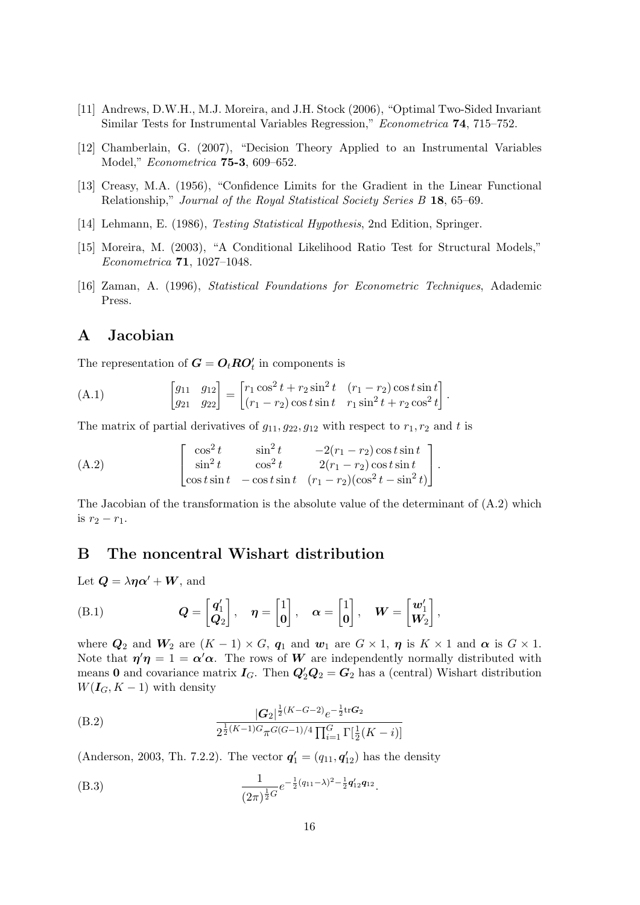[11] Andrews, D.W.H., M.J. Moreira, and J.H. Stock (2006), "Optimal Two-Sided Invariant Similar Tests for Instrumental Variables Regression," *Econometrica* **74**, 715–752.

[12] Chamberlain, G. (2007), "Decision Theory Applied to an Instrumental Variables Model," *Econometrica* **75-3**, 609–652.

[13] Creasy, M.A. (1956), "Confidence Limits for the Gradient in the Linear Functional Relationship," *Journal of the Royal Statistical Society Series B* **18**, 65–69.

[14] Lehmann, E. (1986), *Testing Statistical Hypothesis*, 2nd Edition, Springer.

[15] Moreira, M. (2003), "A Conditional Likelihood Ratio Test for Structural Models," *Econometrica* **71**, 1027–1048.

[16] Zaman, A. (1996), *Statistical Foundations for Econometric Techniques*, Adademic Press.

# A Jacobian

The representation of $\boldsymbol{G} = \boldsymbol{O}_t \boldsymbol{R} \boldsymbol{O}_t'$ in components is

$$\begin{bmatrix} g_{11} & g_{12} \\ g_{21} & g_{22} \end{bmatrix} = \begin{bmatrix} r_1 \cos^2 t + r_2 \sin^2 t & (r_1 - r_2) \cos t \sin t \\ (r_1 - r_2) \cos t \sin t & r_1 \sin^2 t + r_2 \cos^2 t \end{bmatrix}. \tag{A.1}$$

The matrix of partial derivatives of $g_{11}, g_{22}, g_{12}$ with respect to $r_1, r_2$ and $t$ is

$$\begin{bmatrix} \cos^2 t & \sin^2 t & -2(r_1 - r_2) \cos t \sin t \\ \sin^2 t & \cos^2 t & 2(r_1 - r_2) \cos t \sin t \\ \cos t \sin t & -\cos t \sin t & (r_1 - r_2)(\cos^2 t - \sin^2 t) \end{bmatrix}. \tag{A.2}$$

The Jacobian of the transformation is the absolute value of the determinant of (A.2) which is $r_2 - r_1$.

# B The noncentral Wishart distribution

Let $\boldsymbol{Q} = \lambda \boldsymbol{\eta} \boldsymbol{\alpha}' + \boldsymbol{W}$, and

$$\boldsymbol{Q} = \begin{bmatrix} \boldsymbol{q}_1' \\ \boldsymbol{Q}_2 \end{bmatrix}, \quad \boldsymbol{\eta} = \begin{bmatrix} 1 \\ \boldsymbol{0} \end{bmatrix}, \quad \boldsymbol{\alpha} = \begin{bmatrix} 1 \\ \boldsymbol{0} \end{bmatrix}, \quad \boldsymbol{W} = \begin{bmatrix} \boldsymbol{w}_1' \\ \boldsymbol{W}_2 \end{bmatrix}, \tag{B.1}$$

where $\boldsymbol{Q}_2$ and $\boldsymbol{W}_2$ are $(K-1) \times G$, $\boldsymbol{q}_1$ and $\boldsymbol{w}_1$ are $G \times 1$, $\boldsymbol{\eta}$ is $K \times 1$ and $\boldsymbol{\alpha}$ is $G \times 1$. Note that $\boldsymbol{\eta}'\boldsymbol{\eta} = 1 = \boldsymbol{\alpha}'\boldsymbol{\alpha}$. The rows of $\boldsymbol{W}$ are independently normally distributed with means $\boldsymbol{0}$ and covariance matrix $\boldsymbol{I}_G$. Then $\boldsymbol{Q}_2'\boldsymbol{Q}_2 = \boldsymbol{G}_2$ has a (central) Wishart distribution $W(\boldsymbol{I}_G, K-1)$ with density

$$\frac{|\boldsymbol{G}_2|^{\frac{1}{2}(K-G-2)} e^{-\frac{1}{2}\mathrm{tr}\boldsymbol{G}_2}}{2^{\frac{1}{2}(K-1)G} \pi^{G(G-1)/4} \prod_{i=1}^{G} \Gamma[\frac{1}{2}(K-i)]} \tag{B.2}$$

(Anderson, 2003, Th. 7.2.2). The vector $\boldsymbol{q}_1' = (q_{11}, \boldsymbol{q}_{12}')$ has the density

$$\frac{1}{(2\pi)^{\frac{1}{2}G}} e^{-\frac{1}{2}(q_{11}-\lambda)^2 - \frac{1}{2}\boldsymbol{q}_{12}'\boldsymbol{q}_{12}}. \tag{B.3}$$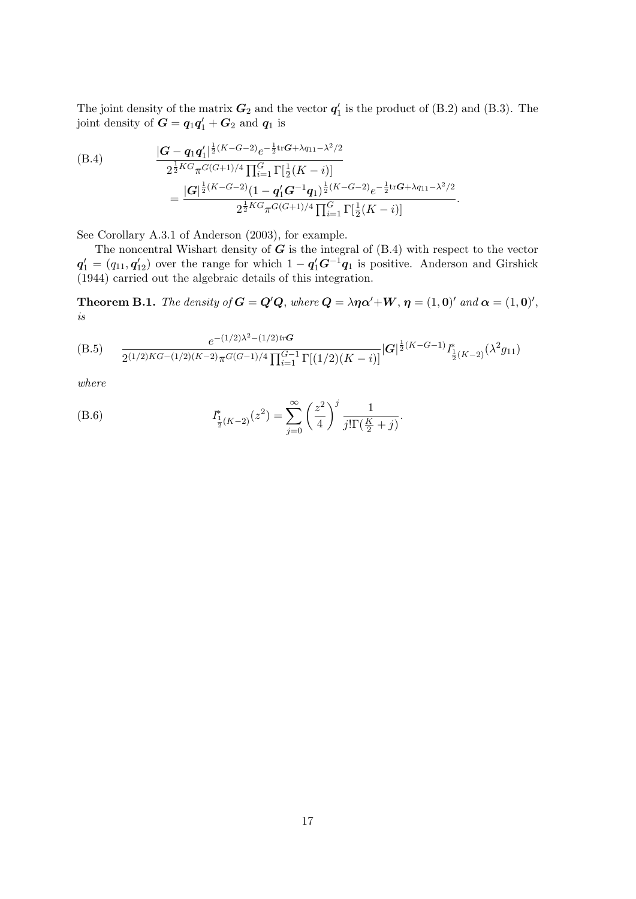The joint density of the matrix $\boldsymbol{G}_2$ and the vector $\boldsymbol{q}_1'$ is the product of (B.2) and (B.3). The joint density of $\boldsymbol{G} = \boldsymbol{q}_1\boldsymbol{q}_1' + \boldsymbol{G}_2$ and $\boldsymbol{q}_1$ is

$$
\begin{aligned}
\text{(B.4)} \qquad & \frac{|\boldsymbol{G} - \boldsymbol{q}_1\boldsymbol{q}_1'|^{\frac{1}{2}(K-G-2)} e^{-\frac{1}{2}\mathrm{tr}\boldsymbol{G} + \lambda q_{11} - \lambda^2/2}}{2^{\frac{1}{2}KG}\pi^{G(G+1)/4}\prod_{i=1}^{G}\Gamma[\frac{1}{2}(K-i)]} \\
& \quad = \frac{|\boldsymbol{G}|^{\frac{1}{2}(K-G-2)}(1 - \boldsymbol{q}_1'\boldsymbol{G}^{-1}\boldsymbol{q}_1)^{\frac{1}{2}(K-G-2)} e^{-\frac{1}{2}\mathrm{tr}\boldsymbol{G} + \lambda q_{11} - \lambda^2/2}}{2^{\frac{1}{2}KG}\pi^{G(G+1)/4}\prod_{i=1}^{G}\Gamma[\frac{1}{2}(K-i)]}.
\end{aligned}
$$

See Corollary A.3.1 of Anderson (2003), for example.

The noncentral Wishart density of $\boldsymbol{G}$ is the integral of (B.4) with respect to the vector $\boldsymbol{q}_1' = (q_{11}, \boldsymbol{q}_{12}')$ over the range for which $1 - \boldsymbol{q}_1'\boldsymbol{G}^{-1}\boldsymbol{q}_1$ is positive. Anderson and Girshick (1944) carried out the algebraic details of this integration.

**Theorem B.1.** *The density of $\boldsymbol{G} = \boldsymbol{Q}'\boldsymbol{Q}$, where $\boldsymbol{Q} = \lambda\boldsymbol{\eta}\boldsymbol{\alpha}' + \boldsymbol{W}$, $\boldsymbol{\eta} = (1, \boldsymbol{0})'$ and $\boldsymbol{\alpha} = (1, \boldsymbol{0})'$, is*

$$
\text{(B.5)} \qquad \frac{e^{-(1/2)\lambda^2 - (1/2)tr\boldsymbol{G}}}{2^{(1/2)KG - (1/2)(K-2)}\pi^{G(G-1)/4}\prod_{i=1}^{G-1}\Gamma[(1/2)(K-i)]}|\boldsymbol{G}|^{\frac{1}{2}(K-G-1)} I^*_{\frac{1}{2}(K-2)}(\lambda^2 g_{11})
$$

*where*

$$
\text{(B.6)} \qquad I^*_{\frac{1}{2}(K-2)}(z^2) = \sum_{j=0}^{\infty}\left(\frac{z^2}{4}\right)^j \frac{1}{j!\Gamma(\frac{K}{2}+j)}.
$$